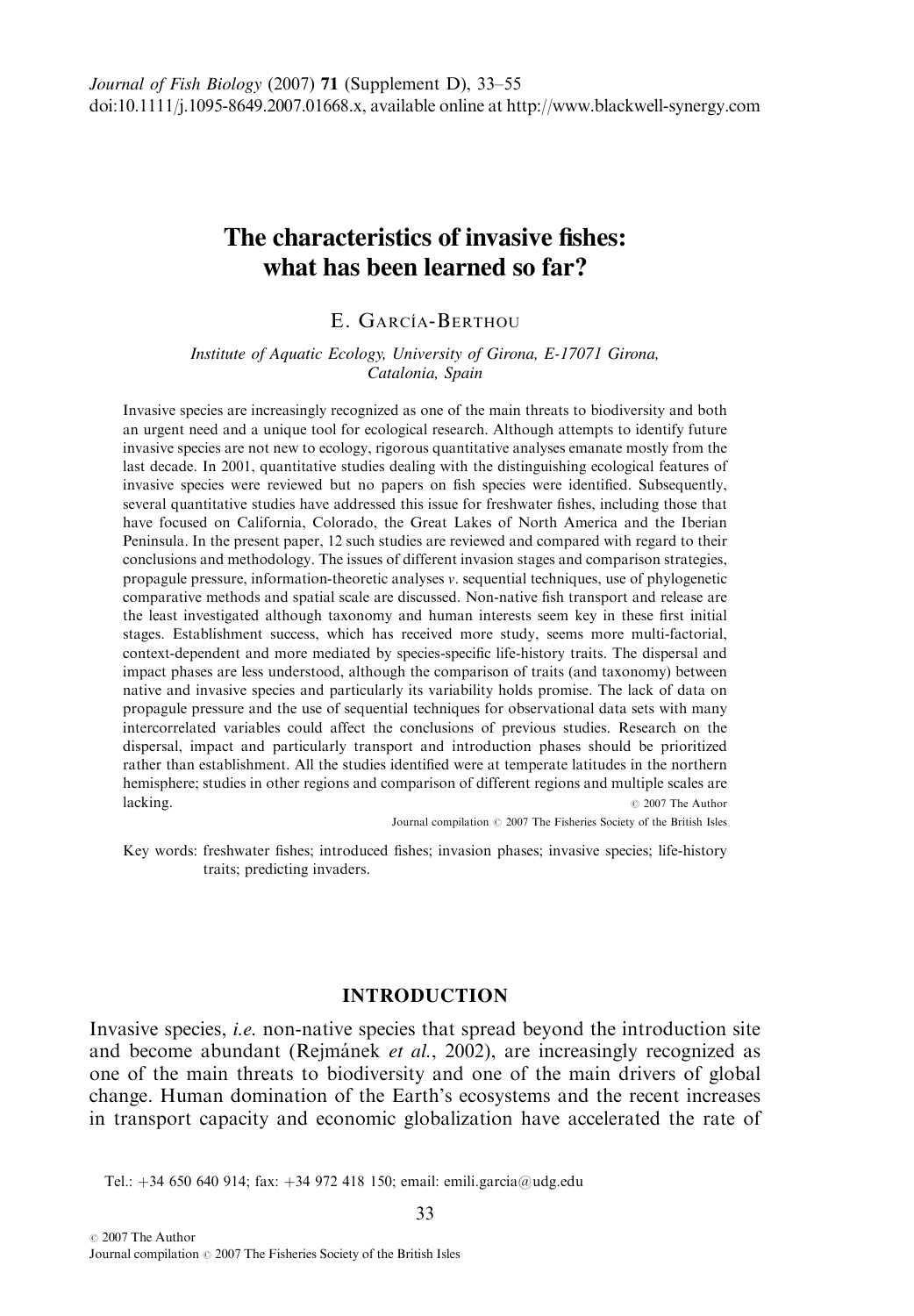# The characteristics of invasive fishes: what has been learned so far?

E. García-Berthou

*Institute of Aquatic Ecology, University of Girona, E-17071 Girona, Catalonia, Spain*

Invasive species are increasingly recognized as one of the main threats to biodiversity and both an urgent need and a unique tool for ecological research. Although attempts to identify future invasive species are not new to ecology, rigorous quantitative analyses emanate mostly from the last decade. In 2001, quantitative studies dealing with the distinguishing ecological features of invasive species were reviewed but no papers on fish species were identified. Subsequently, several quantitative studies have addressed this issue for freshwater fishes, including those that have focused on California, Colorado, the Great Lakes of North America and the Iberian Peninsula. In the present paper, 12 such studies are reviewed and compared with regard to their conclusions and methodology. The issues of different invasion stages and comparison strategies, propagule pressure, information-theoretic analyses *v.* sequential techniques, use of phylogenetic comparative methods and spatial scale are discussed. Non-native fish transport and release are the least investigated although taxonomy and human interests seem key in these first initial stages. Establishment success, which has received more study, seems more multi-factorial, context-dependent and more mediated by species-specific life-history traits. The dispersal and impact phases are less understood, although the comparison of traits (and taxonomy) between native and invasive species and particularly its variability holds promise. The lack of data on propagule pressure and the use of sequential techniques for observational data sets with many intercorrelated variables could affect the conclusions of previous studies. Research on the dispersal, impact and particularly transport and introduction phases should be prioritized rather than establishment. All the studies identified were at temperate latitudes in the northern hemisphere; studies in other regions and comparison of different regions and multiple scales are lacking.

© 2007 The Author
Journal compilation © 2007 The Fisheries Society of the British Isles

Key words: freshwater fishes; introduced fishes; invasion phases; invasive species; life-history traits; predicting invaders.

## INTRODUCTION

Invasive species, *i.e.* non-native species that spread beyond the introduction site and become abundant (Rejmánek *et al.*, 2002), are increasingly recognized as one of the main threats to biodiversity and one of the main drivers of global change. Human domination of the Earth's ecosystems and the recent increases in transport capacity and economic globalization have accelerated the rate of

Tel.: +34 650 640 914; fax: +34 972 418 150; email: emili.garcia@udg.edu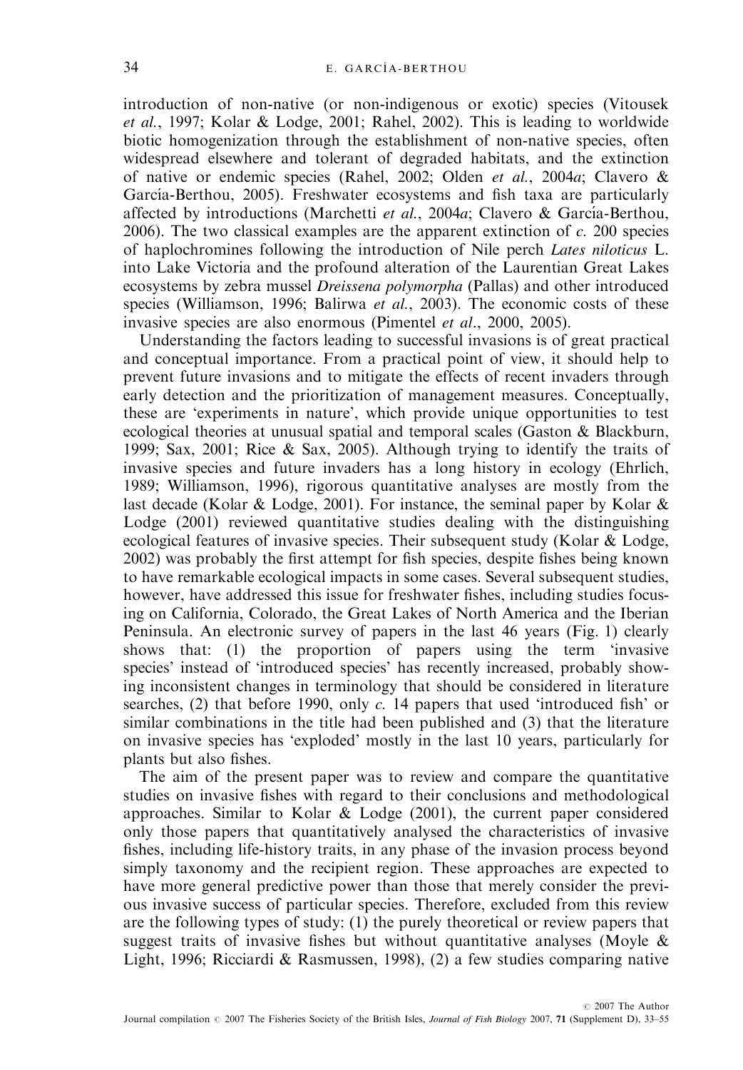introduction of non-native (or non-indigenous or exotic) species (Vitousek *et al.*, 1997; Kolar & Lodge, 2001; Rahel, 2002). This is leading to worldwide biotic homogenization through the establishment of non-native species, often widespread elsewhere and tolerant of degraded habitats, and the extinction of native or endemic species (Rahel, 2002; Olden *et al.*, 2004*a*; Clavero & García-Berthou, 2005). Freshwater ecosystems and fish taxa are particularly affected by introductions (Marchetti *et al.*, 2004*a*; Clavero & García-Berthou, 2006). The two classical examples are the apparent extinction of *c.* 200 species of haplochromines following the introduction of Nile perch *Lates niloticus* L. into Lake Victoria and the profound alteration of the Laurentian Great Lakes ecosystems by zebra mussel *Dreissena polymorpha* (Pallas) and other introduced species (Williamson, 1996; Balirwa *et al.*, 2003). The economic costs of these invasive species are also enormous (Pimentel *et al*., 2000, 2005).

Understanding the factors leading to successful invasions is of great practical and conceptual importance. From a practical point of view, it should help to prevent future invasions and to mitigate the effects of recent invaders through early detection and the prioritization of management measures. Conceptually, these are 'experiments in nature', which provide unique opportunities to test ecological theories at unusual spatial and temporal scales (Gaston & Blackburn, 1999; Sax, 2001; Rice & Sax, 2005). Although trying to identify the traits of invasive species and future invaders has a long history in ecology (Ehrlich, 1989; Williamson, 1996), rigorous quantitative analyses are mostly from the last decade (Kolar & Lodge, 2001). For instance, the seminal paper by Kolar & Lodge (2001) reviewed quantitative studies dealing with the distinguishing ecological features of invasive species. Their subsequent study (Kolar & Lodge, 2002) was probably the first attempt for fish species, despite fishes being known to have remarkable ecological impacts in some cases. Several subsequent studies, however, have addressed this issue for freshwater fishes, including studies focusing on California, Colorado, the Great Lakes of North America and the Iberian Peninsula. An electronic survey of papers in the last 46 years (Fig. 1) clearly shows that: (1) the proportion of papers using the term 'invasive species' instead of 'introduced species' has recently increased, probably showing inconsistent changes in terminology that should be considered in literature searches, (2) that before 1990, only *c.* 14 papers that used 'introduced fish' or similar combinations in the title had been published and (3) that the literature on invasive species has 'exploded' mostly in the last 10 years, particularly for plants but also fishes.

The aim of the present paper was to review and compare the quantitative studies on invasive fishes with regard to their conclusions and methodological approaches. Similar to Kolar & Lodge (2001), the current paper considered only those papers that quantitatively analysed the characteristics of invasive fishes, including life-history traits, in any phase of the invasion process beyond simply taxonomy and the recipient region. These approaches are expected to have more general predictive power than those that merely consider the previous invasive success of particular species. Therefore, excluded from this review are the following types of study: (1) the purely theoretical or review papers that suggest traits of invasive fishes but without quantitative analyses (Moyle & Light, 1996; Ricciardi & Rasmussen, 1998), (2) a few studies comparing native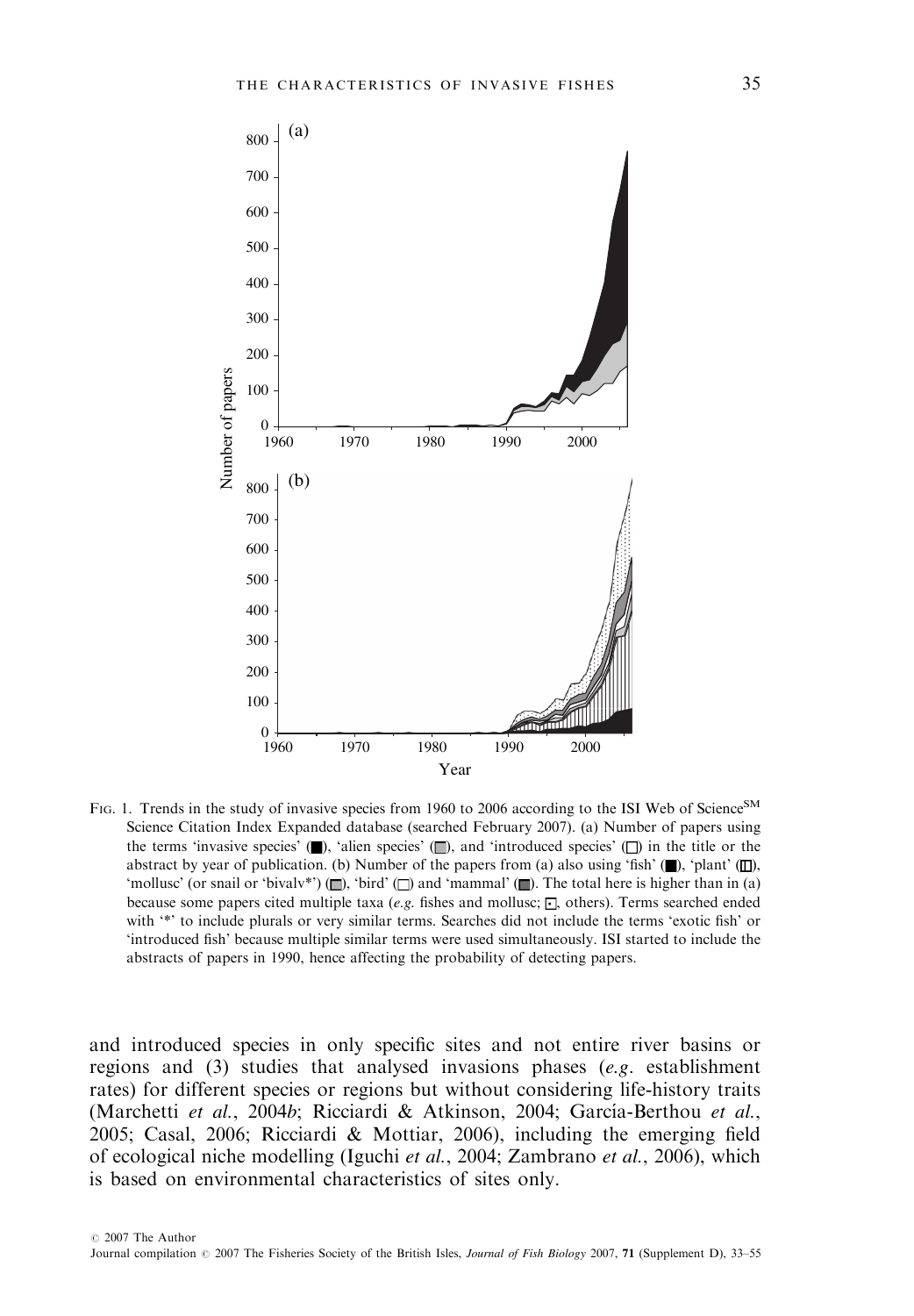FIG. 1. Trends in the study of invasive species from 1960 to 2006 according to the ISI Web of Science[SM] Science Citation Index Expanded database (searched February 2007). (a) Number of papers using the terms 'invasive species' (■), 'alien species' (▒), and 'introduced species' (□) in the title or the abstract by year of publication. (b) Number of the papers from (a) also using 'fish' (■), 'plant' (▥), 'mollusc' (or snail or 'bivalv*') (▒), 'bird' (□) and 'mammal' (▓). The total here is higher than in (a) because some papers cited multiple taxa (*e.g.* fishes and mollusc; ⊡, others). Terms searched ended with '*' to include plurals or very similar terms. Searches did not include the terms 'exotic fish' or 'introduced fish' because multiple similar terms were used simultaneously. ISI started to include the abstracts of papers in 1990, hence affecting the probability of detecting papers.

and introduced species in only specific sites and not entire river basins or regions and (3) studies that analysed invasions phases (*e.g.* establishment rates) for different species or regions but without considering life-history traits (Marchetti *et al.*, 2004*b*; Ricciardi & Atkinson, 2004; García-Berthou *et al.*, 2005; Casal, 2006; Ricciardi & Mottiar, 2006), including the emerging field of ecological niche modelling (Iguchi *et al.*, 2004; Zambrano *et al.*, 2006), which is based on environmental characteristics of sites only.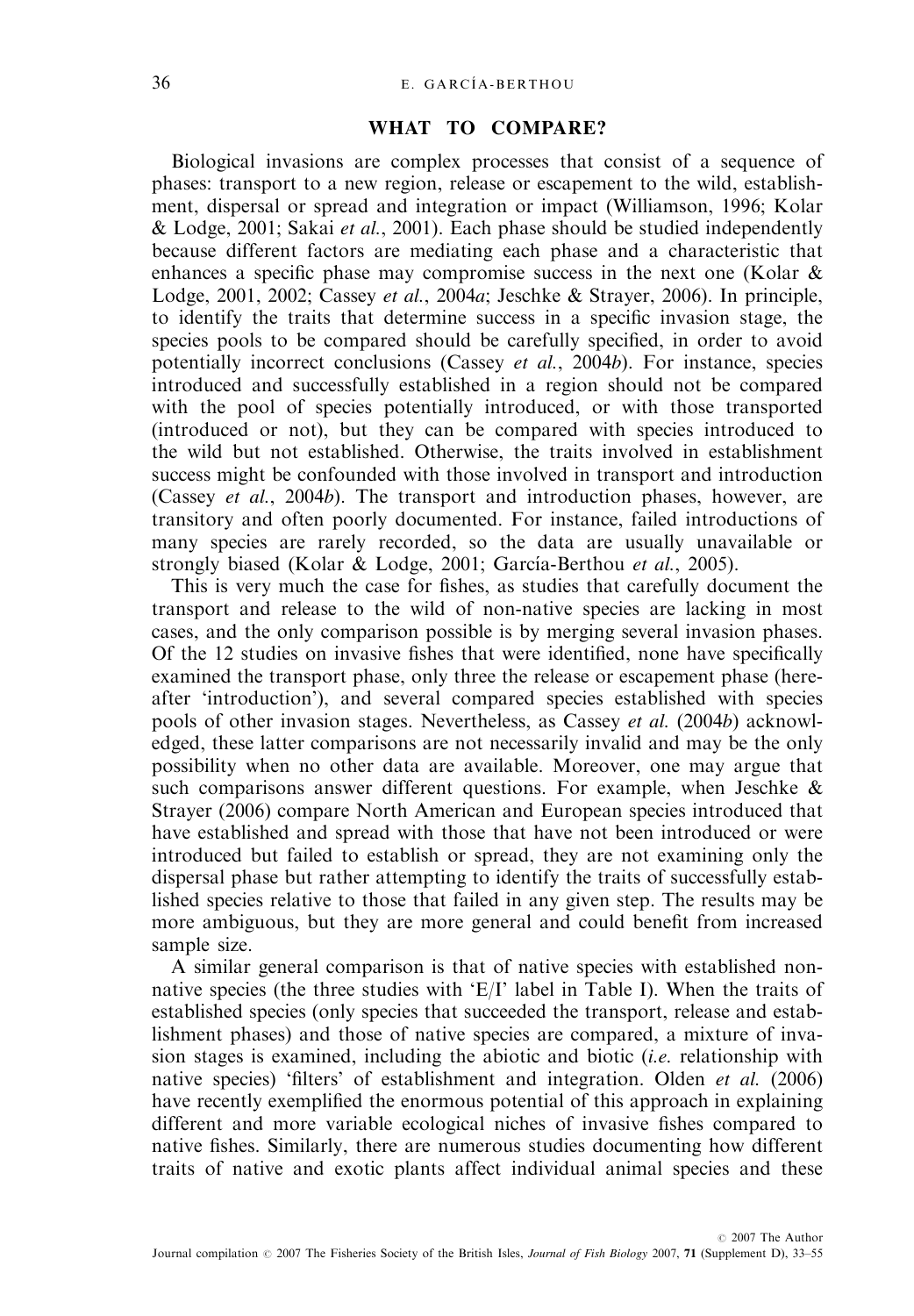## WHAT TO COMPARE?

Biological invasions are complex processes that consist of a sequence of phases: transport to a new region, release or escapement to the wild, establishment, dispersal or spread and integration or impact (Williamson, 1996; Kolar & Lodge, 2001; Sakai *et al.*, 2001). Each phase should be studied independently because different factors are mediating each phase and a characteristic that enhances a specific phase may compromise success in the next one (Kolar & Lodge, 2001, 2002; Cassey *et al.*, 2004*a*; Jeschke & Strayer, 2006). In principle, to identify the traits that determine success in a specific invasion stage, the species pools to be compared should be carefully specified, in order to avoid potentially incorrect conclusions (Cassey *et al.*, 2004*b*). For instance, species introduced and successfully established in a region should not be compared with the pool of species potentially introduced, or with those transported (introduced or not), but they can be compared with species introduced to the wild but not established. Otherwise, the traits involved in establishment success might be confounded with those involved in transport and introduction (Cassey *et al.*, 2004*b*). The transport and introduction phases, however, are transitory and often poorly documented. For instance, failed introductions of many species are rarely recorded, so the data are usually unavailable or strongly biased (Kolar & Lodge, 2001; García-Berthou *et al.*, 2005).

This is very much the case for fishes, as studies that carefully document the transport and release to the wild of non-native species are lacking in most cases, and the only comparison possible is by merging several invasion phases. Of the 12 studies on invasive fishes that were identified, none have specifically examined the transport phase, only three the release or escapement phase (hereafter 'introduction'), and several compared species established with species pools of other invasion stages. Nevertheless, as Cassey *et al.* (2004*b*) acknowledged, these latter comparisons are not necessarily invalid and may be the only possibility when no other data are available. Moreover, one may argue that such comparisons answer different questions. For example, when Jeschke & Strayer (2006) compare North American and European species introduced that have established and spread with those that have not been introduced or were introduced but failed to establish or spread, they are not examining only the dispersal phase but rather attempting to identify the traits of successfully established species relative to those that failed in any given step. The results may be more ambiguous, but they are more general and could benefit from increased sample size.

A similar general comparison is that of native species with established non-native species (the three studies with 'E/I' label in Table I). When the traits of established species (only species that succeeded the transport, release and establishment phases) and those of native species are compared, a mixture of invasion stages is examined, including the abiotic and biotic (*i.e.* relationship with native species) 'filters' of establishment and integration. Olden *et al.* (2006) have recently exemplified the enormous potential of this approach in explaining different and more variable ecological niches of invasive fishes compared to native fishes. Similarly, there are numerous studies documenting how different traits of native and exotic plants affect individual animal species and these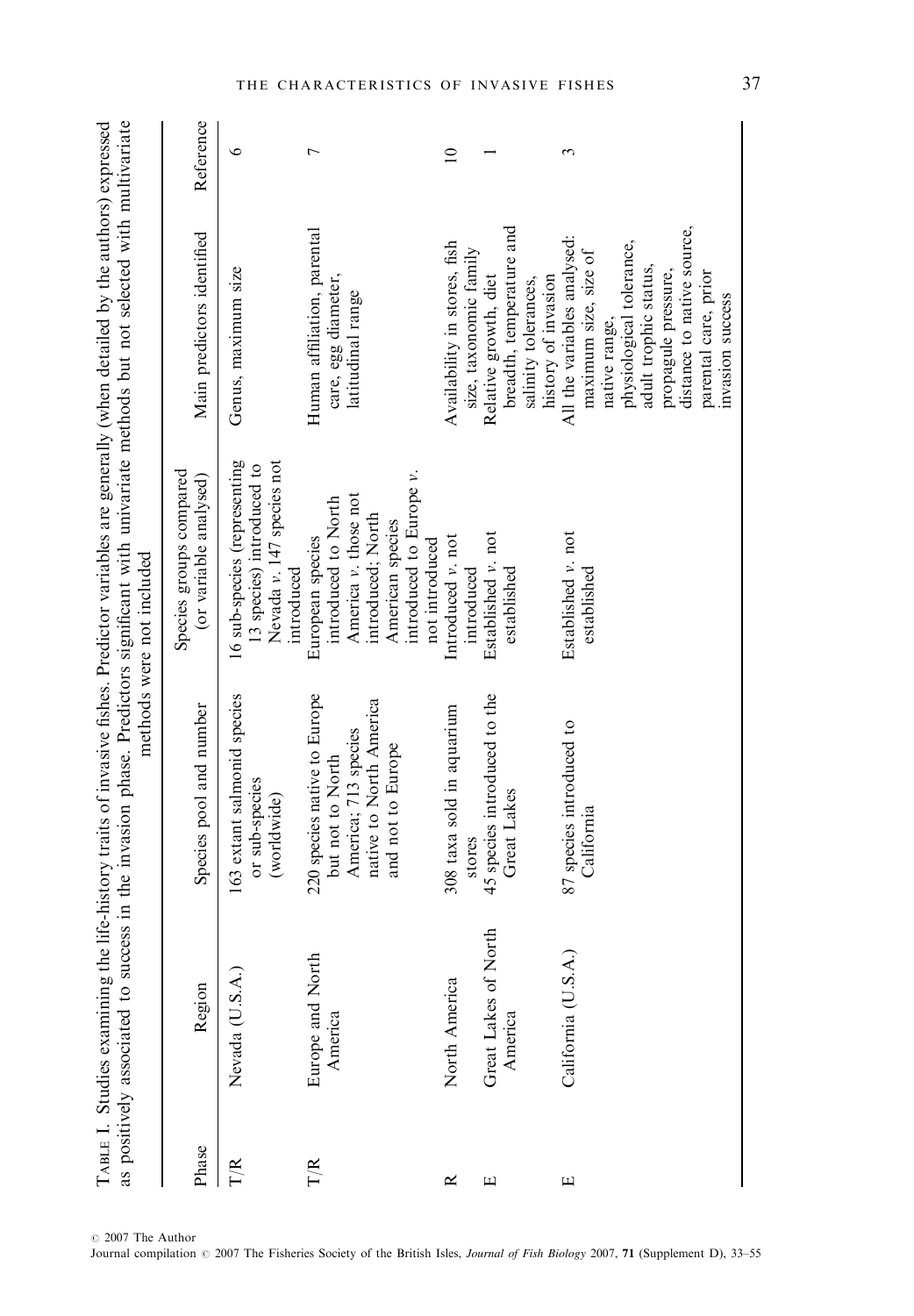TABLE I. Studies examining the life-history traits of invasive fishes. Predictor variables are generally (when detailed by the authors) expressed as positively associated to success in the invasion phase. Predictors significant with univariate methods but not selected with multivariate methods were not included

| Phase | Region | Species pool and number | Species groups compared (or variable analysed) | Main predictors identified | Reference |
|---|---|---|---|---|---|
| T/R | Nevada (U.S.A.) | 163 extant salmonid species or sub-species (worldwide) | 16 sub-species (representing 13 species) introduced to Nevada *v.* 147 species not introduced | Genus, maximum size | 6 |
| T/R | Europe and North America | 220 species native to Europe but not to North America; 713 species native to North America and not to Europe | European species introduced to North America *v.* those not introduced; North American species introduced to Europe *v.* not introduced | Human affiliation, parental care, egg diameter, latitudinal range | 7 |
| R | North America | 308 taxa sold in aquarium stores | Introduced *v.* not introduced | Availability in stores, fish size, taxonomic family | 10 |
| E | Great Lakes of North America | 45 species introduced to the Great Lakes | Established *v.* not established | Relative growth, diet breadth, temperature and salinity tolerances, history of invasion | 1 |
| E | California (U.S.A.) | 87 species introduced to California | Established *v.* not established | All the variables analysed: maximum size, size of native range, physiological tolerance, adult trophic status, propagule pressure, distance to native source, parental care, prior invasion success | 3 |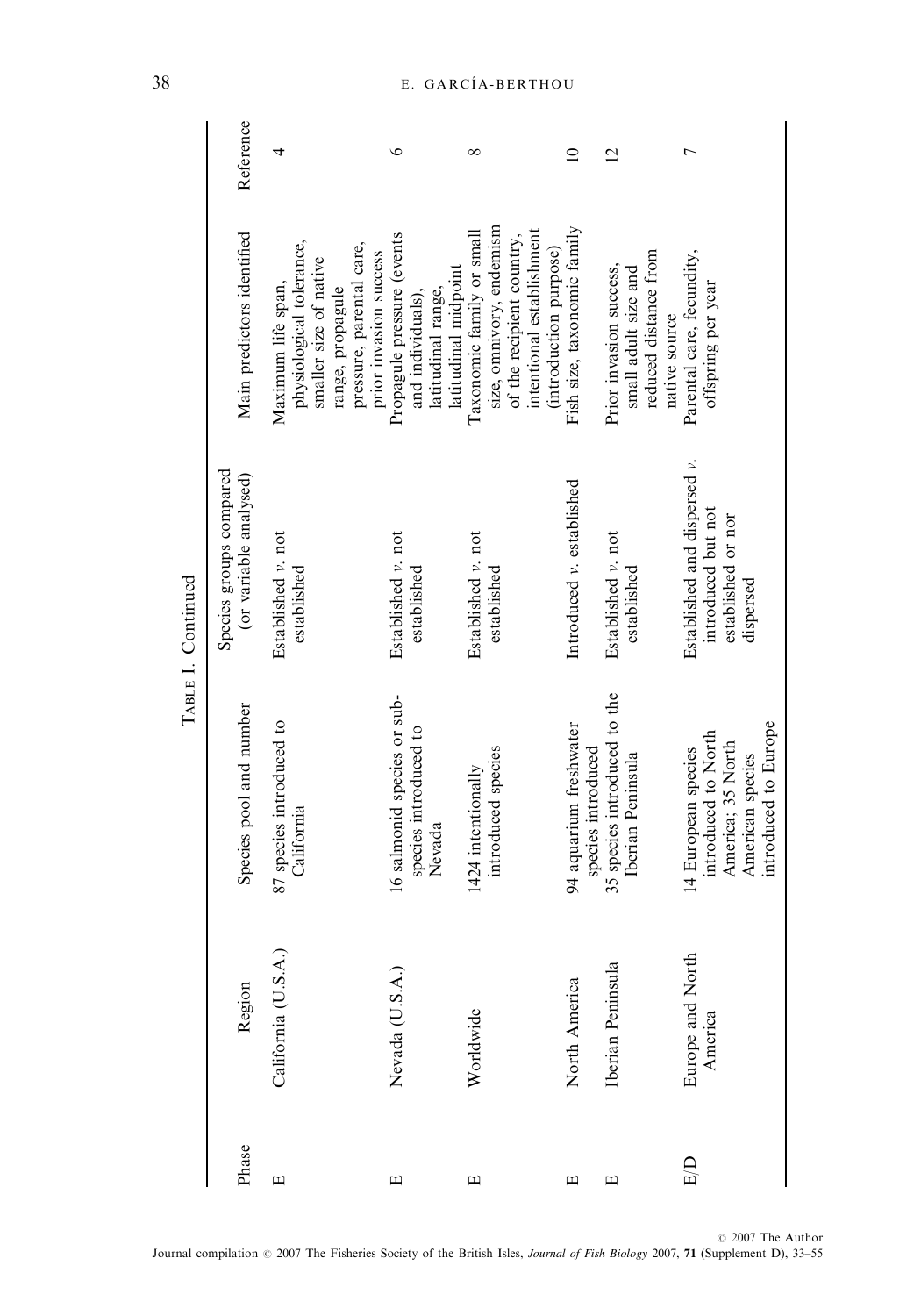TABLE I. Continued

| Phase | Region | Species pool and number | Species groups compared (or variable analysed) | Main predictors identified | Reference |
|---|---|---|---|---|---|
| E | California (U.S.A.) | 87 species introduced to California | Established *v.* not established | Maximum life span, physiological tolerance, smaller size of native range, propagule pressure, parental care, prior invasion success | 4 |
| E | Nevada (U.S.A.) | 16 salmonid species or sub-species introduced to Nevada | Established *v.* not established | Propagule pressure (events and individuals), latitudinal range, latitudinal midpoint | 6 |
| E | Worldwide | 1424 intentionally introduced species | Established *v.* not established | Taxonomic family or small size, omnivory, endemism of the recipient country, intentional establishment (introduction purpose) | 8 |
| E | North America | 94 aquarium freshwater species introduced | Introduced *v.* established | Fish size, taxonomic family | 10 |
| E | Iberian Peninsula | 35 species introduced to the Iberian Peninsula | Established *v.* not established | Prior invasion success, small adult size and reduced distance from native source | 12 |
| E/D | Europe and North America | 14 European species introduced to North America; 35 North American species introduced to Europe | Established and dispersed *v.* introduced but not established or nor dispersed | Parental care, fecundity, offspring per year | 7 |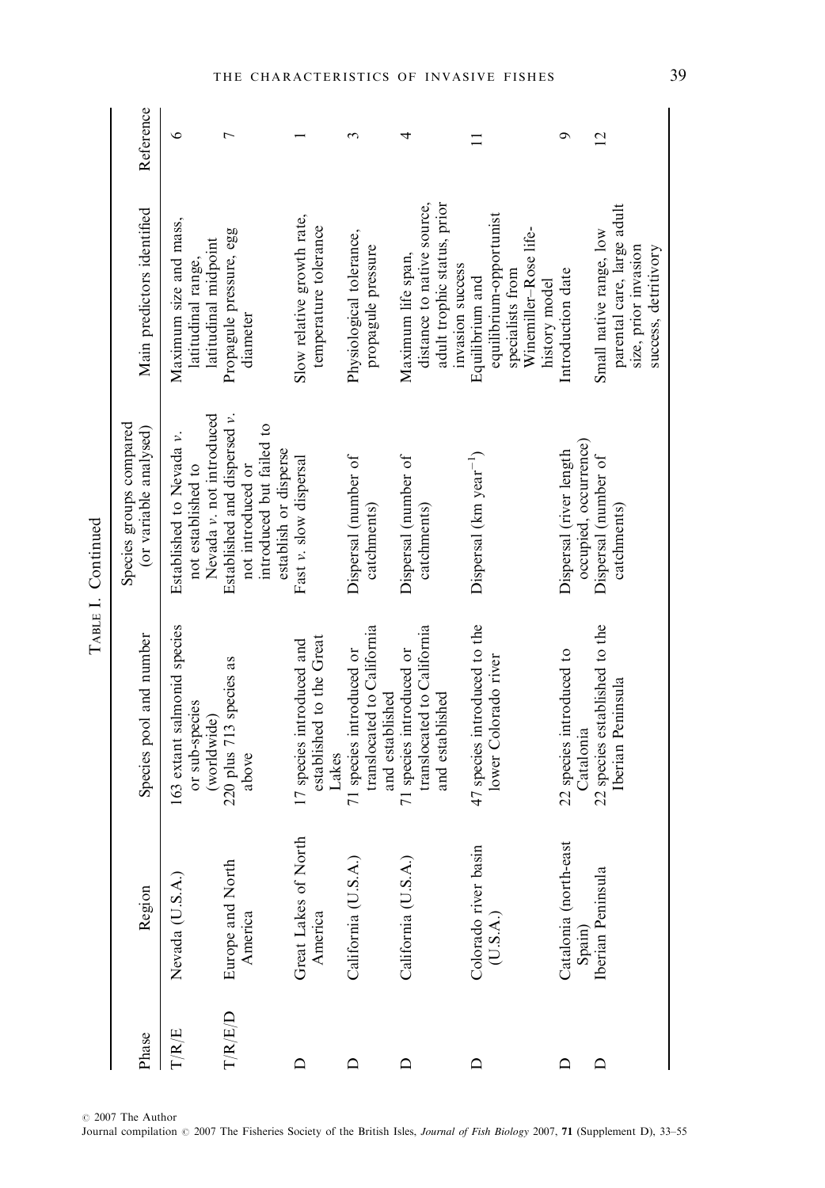TABLE I. Continued

| Phase | Region | Species pool and number | Species groups compared (or variable analysed) | Main predictors identified | Reference |
|---|---|---|---|---|---|
| T/R/E | Nevada (U.S.A.) | 163 extant salmonid species or sub-species (worldwide) | Established to Nevada *v.* not established to Nevada *v.* not introduced | Maximum size and mass, latitudinal range, latitudinal midpoint | 6 |
| T/R/E/D | Europe and North America | 220 plus 713 species as above | Established and dispersed *v.* not introduced or introduced but failed to establish or disperse | Propagule pressure, egg diameter | 7 |
| D | Great Lakes of North America | 17 species introduced and established to the Great Lakes | Fast *v.* slow dispersal | Slow relative growth rate, temperature tolerance | 1 |
| D | California (U.S.A.) | 71 species introduced or translocated to California and established | Dispersal (number of catchments) | Physiological tolerance, propagule pressure | 3 |
| D | California (U.S.A.) | 71 species introduced or translocated to California and established | Dispersal (number of catchments) | Maximum life span, distance to native source, adult trophic status, prior invasion success | 4 |
| D | Colorado river basin (U.S.A.) | 47 species introduced to the lower Colorado river | Dispersal (km year$^{-1}$) | Equilibrium and equilibrium-opportunist specialists from Winemiller–Rose life-history model | 11 |
| D | Catalonia (north-east Spain) | 22 species introduced to Catalonia | Dispersal (river length occupied, occurrence) | Introduction date | 9 |
| D | Iberian Peninsula | 22 species established to the Iberian Peninsula | Dispersal (number of catchments) | Small native range, low parental care, large adult size, prior invasion success, detritivory | 12 |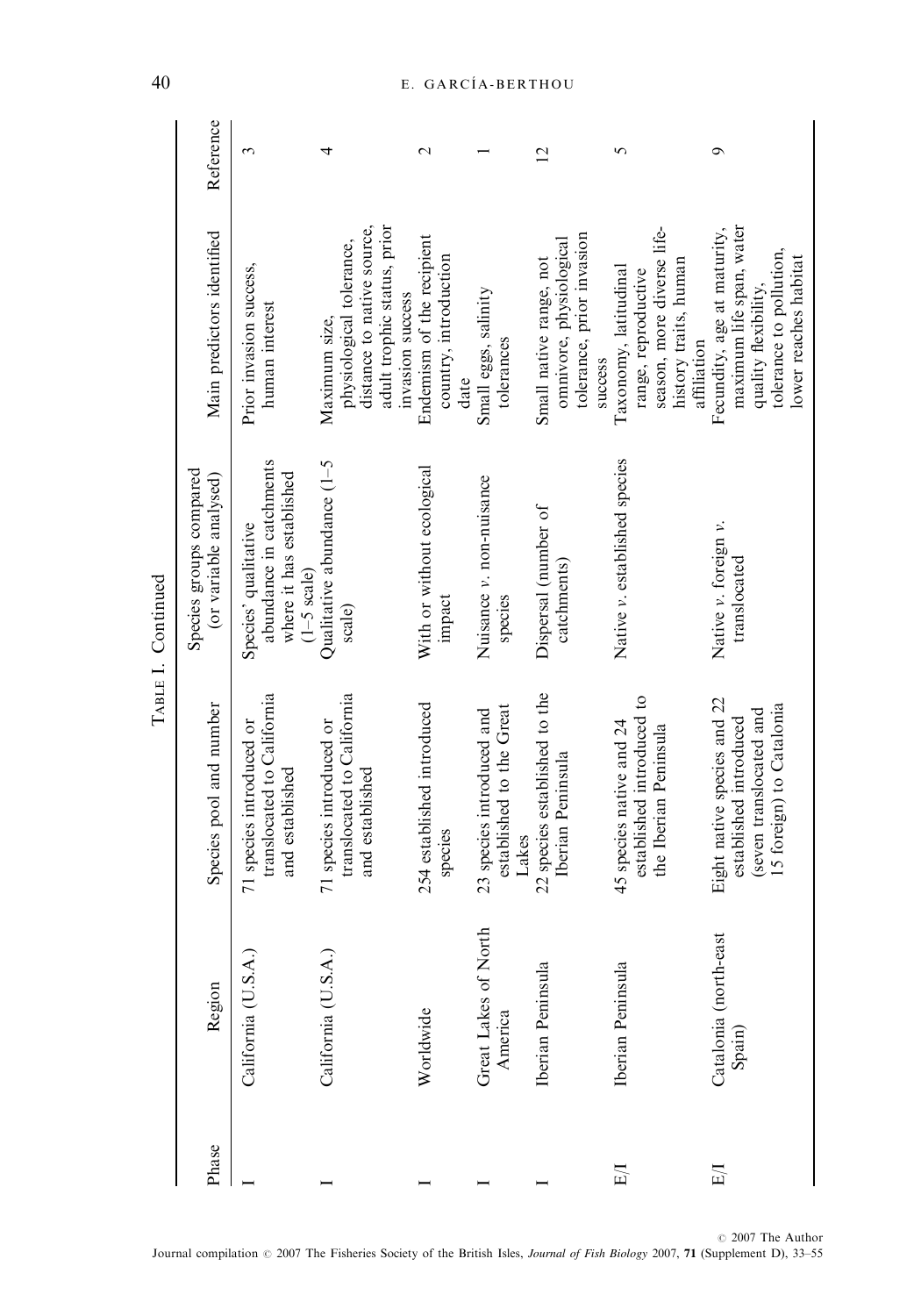TABLE I. Continued

| Phase | Region | Species pool and number | Species groups compared (or variable analysed) | Main predictors identified | Reference |
|---|---|---|---|---|---|
| I | California (U.S.A.) | 71 species introduced or translocated to California and established | Species' qualitative abundance in catchments where it has established (1–5 scale) | Prior invasion success, human interest | 3 |
| I | California (U.S.A.) | 71 species introduced or translocated to California and established | Qualitative abundance (1–5 scale) | Maximum size, physiological tolerance, distance to native source, adult trophic status, prior invasion success | 4 |
| I | Worldwide | 254 established introduced species | With or without ecological impact | Endemism of the recipient country, introduction date | 2 |
| I | Great Lakes of North America | 23 species introduced and established to the Great Lakes | Nuisance *v.* non-nuisance species | Small eggs, salinity tolerances | 1 |
| I | Iberian Peninsula | 22 species established to the Iberian Peninsula | Dispersal (number of catchments) | Small native range, not omnivore, physiological tolerance, prior invasion success | 12 |
| E/I | Iberian Peninsula | 45 species native and 24 established introduced to the Iberian Peninsula | Native *v.* established species | Taxonomy, latitudinal range, reproductive season, more diverse life-history traits, human affiliation | 5 |
| E/I | Catalonia (north-east Spain) | Eight native species and 22 established introduced (seven translocated and 15 foreign) to Catalonia | Native *v.* foreign *v.* translocated | Fecundity, age at maturity, maximum life span, water quality flexibility, tolerance to pollution, lower reaches habitat | 9 |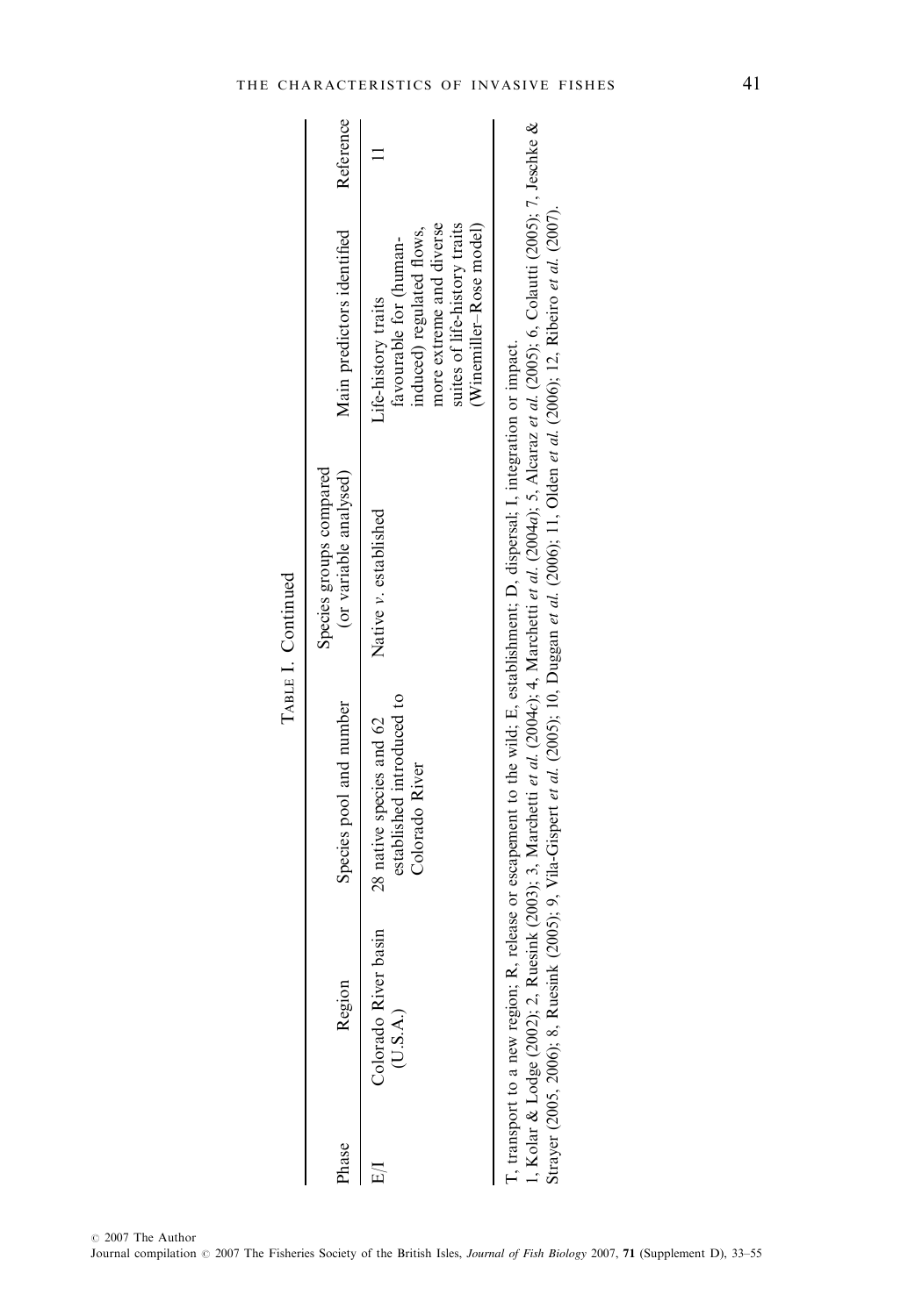TABLE I. Continued

| Phase | Region | Species pool and number | Species groups compared (or variable analysed) | Main predictors identified | Reference |
|---|---|---|---|---|---|
| E/I | Colorado River basin (U.S.A.) | 28 native species and 62 established introduced to Colorado River | Native *v.* established | Life-history traits favourable for (human-induced) regulated flows, more extreme and diverse suites of life-history traits (Winemiller–Rose model) | 11 |

T, transport to a new region; R, release or escapement to the wild; E, establishment; D, dispersal; I, integration or impact.
1, Kolar & Lodge (2002); 2, Ruesink (2003); 3, Marchetti *et al.* (2004*c*); 4, Marchetti *et al.* (2004*a*); 5, Alcaraz *et al.* (2005); 6, Colautti (2005); 7, Jeschke & Strayer (2005, 2006); 8, Ruesink (2005); 9, Vila-Gispert *et al.* (2005); 10, Duggan *et al.* (2006); 11, Olden *et al.* (2006); 12, Ribeiro *et al.* (2007).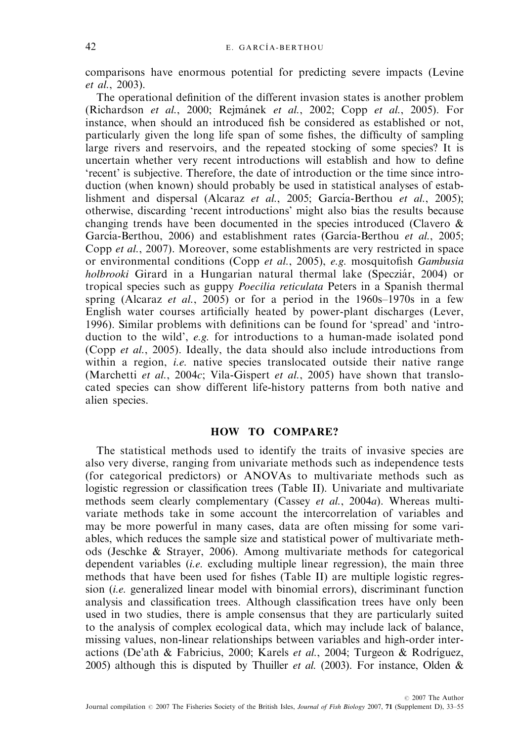comparisons have enormous potential for predicting severe impacts (Levine *et al.*, 2003).

The operational definition of the different invasion states is another problem (Richardson *et al.*, 2000; Rejmánek *et al.*, 2002; Copp *et al.*, 2005). For instance, when should an introduced fish be considered as established or not, particularly given the long life span of some fishes, the difficulty of sampling large rivers and reservoirs, and the repeated stocking of some species? It is uncertain whether very recent introductions will establish and how to define 'recent' is subjective. Therefore, the date of introduction or the time since introduction (when known) should probably be used in statistical analyses of establishment and dispersal (Alcaraz *et al.*, 2005; García-Berthou *et al.*, 2005); otherwise, discarding 'recent introductions' might also bias the results because changing trends have been documented in the species introduced (Clavero & García-Berthou, 2006) and establishment rates (García-Berthou *et al.*, 2005; Copp *et al.*, 2007). Moreover, some establishments are very restricted in space or environmental conditions (Copp *et al.*, 2005), *e.g.* mosquitofish *Gambusia holbrooki* Girard in a Hungarian natural thermal lake (Specziár, 2004) or tropical species such as guppy *Poecilia reticulata* Peters in a Spanish thermal spring (Alcaraz *et al.*, 2005) or for a period in the 1960s–1970s in a few English water courses artificially heated by power-plant discharges (Lever, 1996). Similar problems with definitions can be found for 'spread' and 'introduction to the wild', *e.g.* for introductions to a human-made isolated pond (Copp *et al.*, 2005). Ideally, the data should also include introductions from within a region, *i.e.* native species translocated outside their native range (Marchetti *et al.*, 2004*c*; Vila-Gispert *et al.*, 2005) have shown that translocated species can show different life-history patterns from both native and alien species.

## HOW TO COMPARE?

The statistical methods used to identify the traits of invasive species are also very diverse, ranging from univariate methods such as independence tests (for categorical predictors) or ANOVAs to multivariate methods such as logistic regression or classification trees (Table II). Univariate and multivariate methods seem clearly complementary (Cassey *et al.*, 2004*a*). Whereas multivariate methods take in some account the intercorrelation of variables and may be more powerful in many cases, data are often missing for some variables, which reduces the sample size and statistical power of multivariate methods (Jeschke & Strayer, 2006). Among multivariate methods for categorical dependent variables (*i.e.* excluding multiple linear regression), the main three methods that have been used for fishes (Table II) are multiple logistic regression (*i.e.* generalized linear model with binomial errors), discriminant function analysis and classification trees. Although classification trees have only been used in two studies, there is ample consensus that they are particularly suited to the analysis of complex ecological data, which may include lack of balance, missing values, non-linear relationships between variables and high-order interactions (De'ath & Fabricius, 2000; Karels *et al.*, 2004; Turgeon & Rodríguez, 2005) although this is disputed by Thuiller *et al.* (2003). For instance, Olden &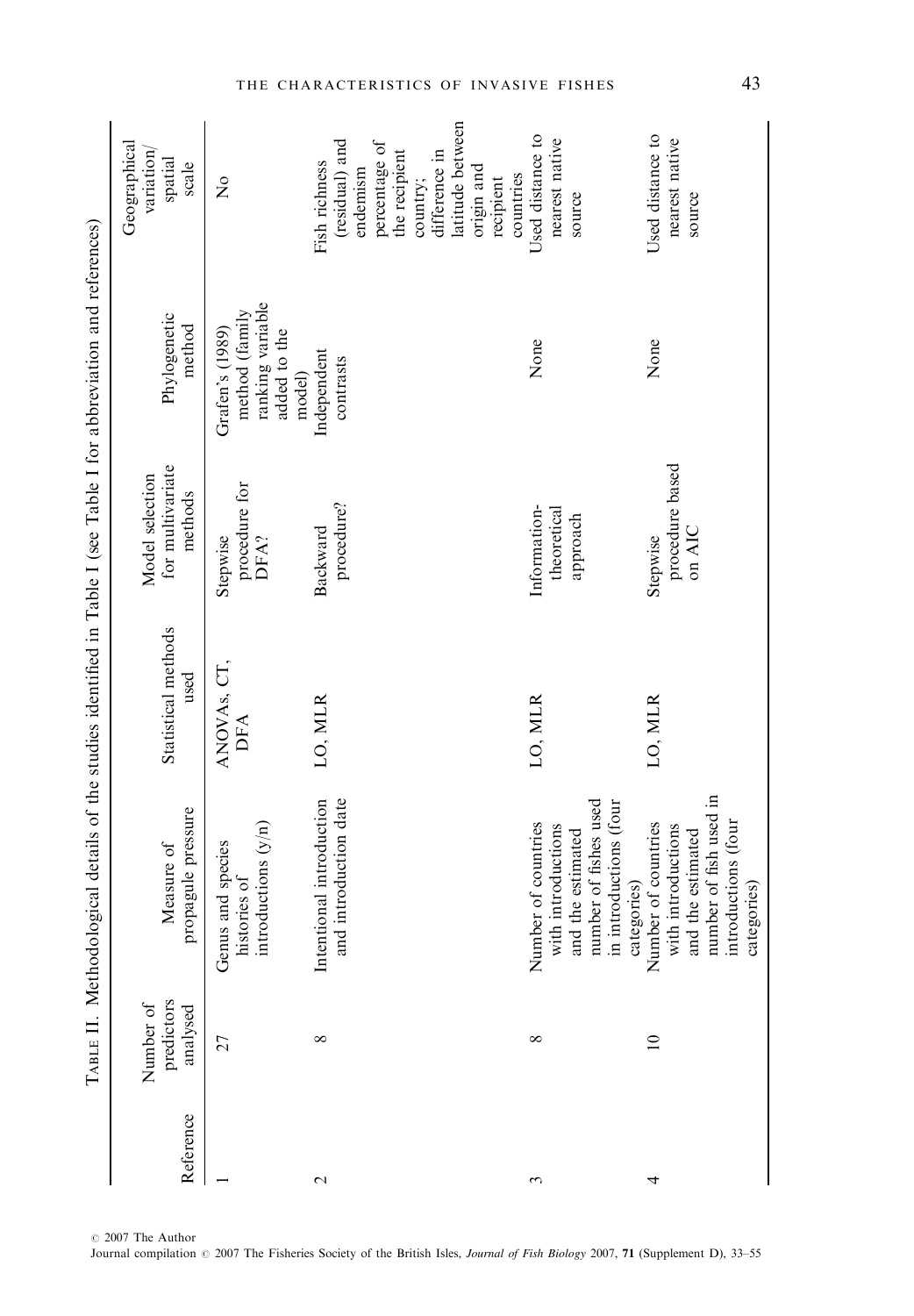TABLE II. Methodological details of the studies identified in Table I (see Table I for abbreviation and references)

| Reference | Number of predictors analysed | Measure of propagule pressure | Statistical methods used | Model selection for multivariate methods | Phylogenetic method | Geographical variation/ spatial scale |
|---|---|---|---|---|---|---|
| 1 | 27 | Genus and species histories of introductions (y/n) | ANOVAs, CT, DFA | Stepwise procedure for DFA? | Grafen's (1989) method (family ranking variable added to the model) | No |
| 2 | 8 | Intentional introduction and introduction date | LO, MLR | Backward procedure? | Independent contrasts | Fish richness (residual) and endemism percentage of the recipient country; difference in latitude between origin and recipient countries |
| 3 | 8 | Number of countries with introductions and the estimated number of fishes used in introductions (four categories) | LO, MLR | Information-theoretical approach | None | Used distance to nearest native source |
| 4 | 10 | Number of countries with introductions and the estimated number of fish used in introductions (four categories) | LO, MLR | Stepwise procedure based on AIC | None | Used distance to nearest native source |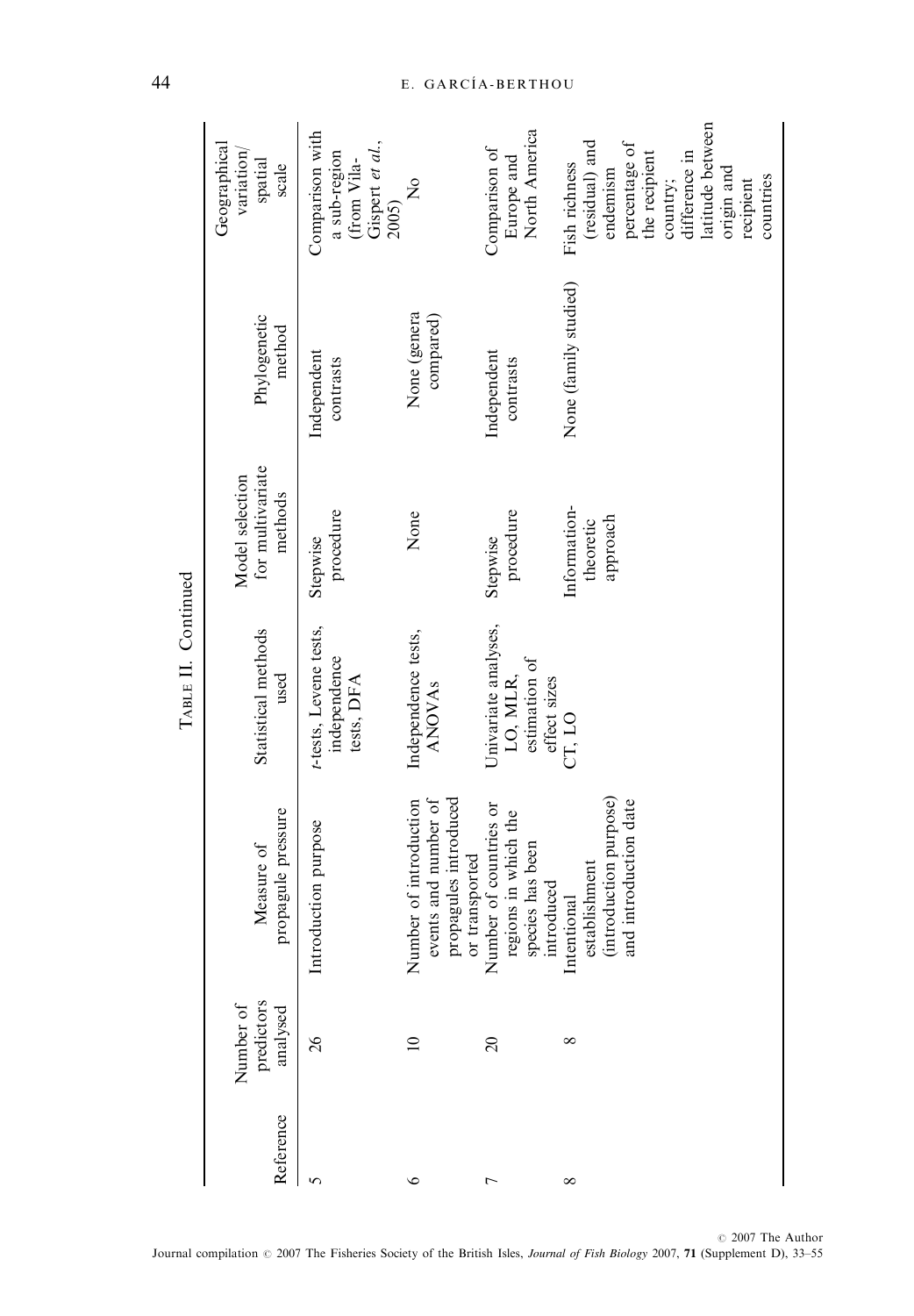TABLE II. Continued

| Reference | Number of predictors analysed | Measure of propagule pressure | Statistical methods used | Model selection for multivariate methods | Phylogenetic method | Geographical variation/ spatial scale |
|---|---|---|---|---|---|---|
| 5 | 26 | Introduction purpose | *t*-tests, Levene tests, independence tests, DFA | Stepwise procedure | Independent contrasts | Comparison with a sub-region (from Vila-Gispert *et al.*, 2005) |
| 6 | 10 | Number of introduction events and number of propagules introduced or transported | Independence tests, ANOVAs | None | None (genera compared) | No |
| 7 | 20 | Number of countries or regions in which the species has been introduced | Univariate analyses, LO, MLR, estimation of effect sizes | Stepwise procedure | Independent contrasts | Comparison of Europe and North America |
| 8 | 8 | Intentional establishment (introduction purpose) and introduction date | CT, LO | Information-theoretic approach | None (family studied) | Fish richness (residual) and endemism percentage of the recipient country; difference in latitude between origin and recipient countries |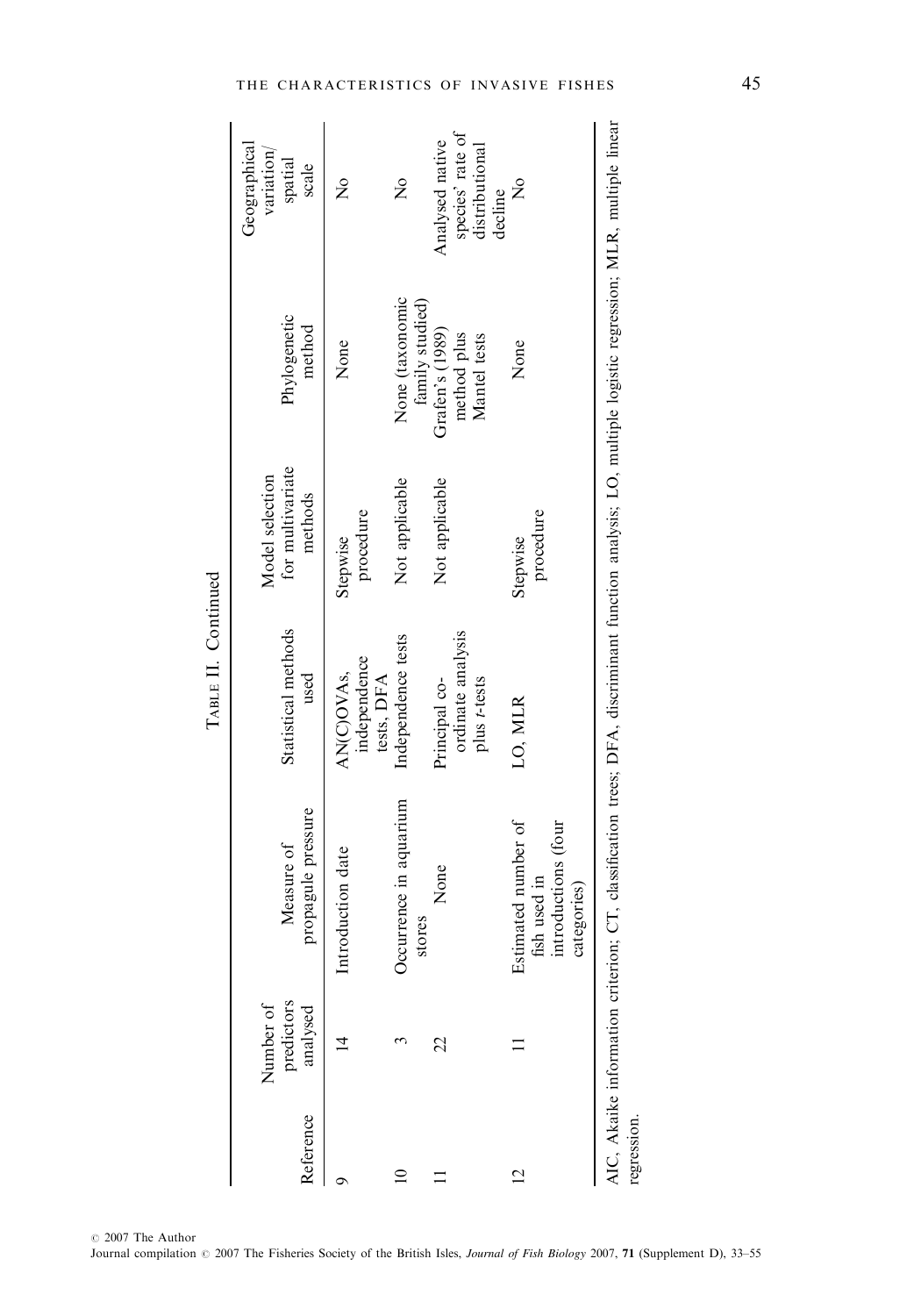Table II. Continued

| Reference | Number of predictors analysed | Measure of propagule pressure | Statistical methods used | Model selection for multivariate methods | Phylogenetic method | Geographical variation/ spatial scale |
|---|---|---|---|---|---|---|
| 9 | 14 | Introduction date | AN(C)OVAs, independence tests, DFA | Stepwise procedure | None | No |
| 10 | 3 | Occurrence in aquarium stores | Independence tests | Not applicable | None (taxonomic family studied) | No |
| 11 | 22 | None | Principal co-ordinate analysis plus *t*-tests | Not applicable | Grafen's (1989) method plus Mantel tests | Analysed native species' rate of distributional decline |
| 12 | 11 | Estimated number of fish used in introductions (four categories) | LO, MLR | Stepwise procedure | None | No |

AIC, Akaike information criterion; CT, classification trees; DFA, discriminant function analysis; LO, multiple logistic regression; MLR, multiple linear regression.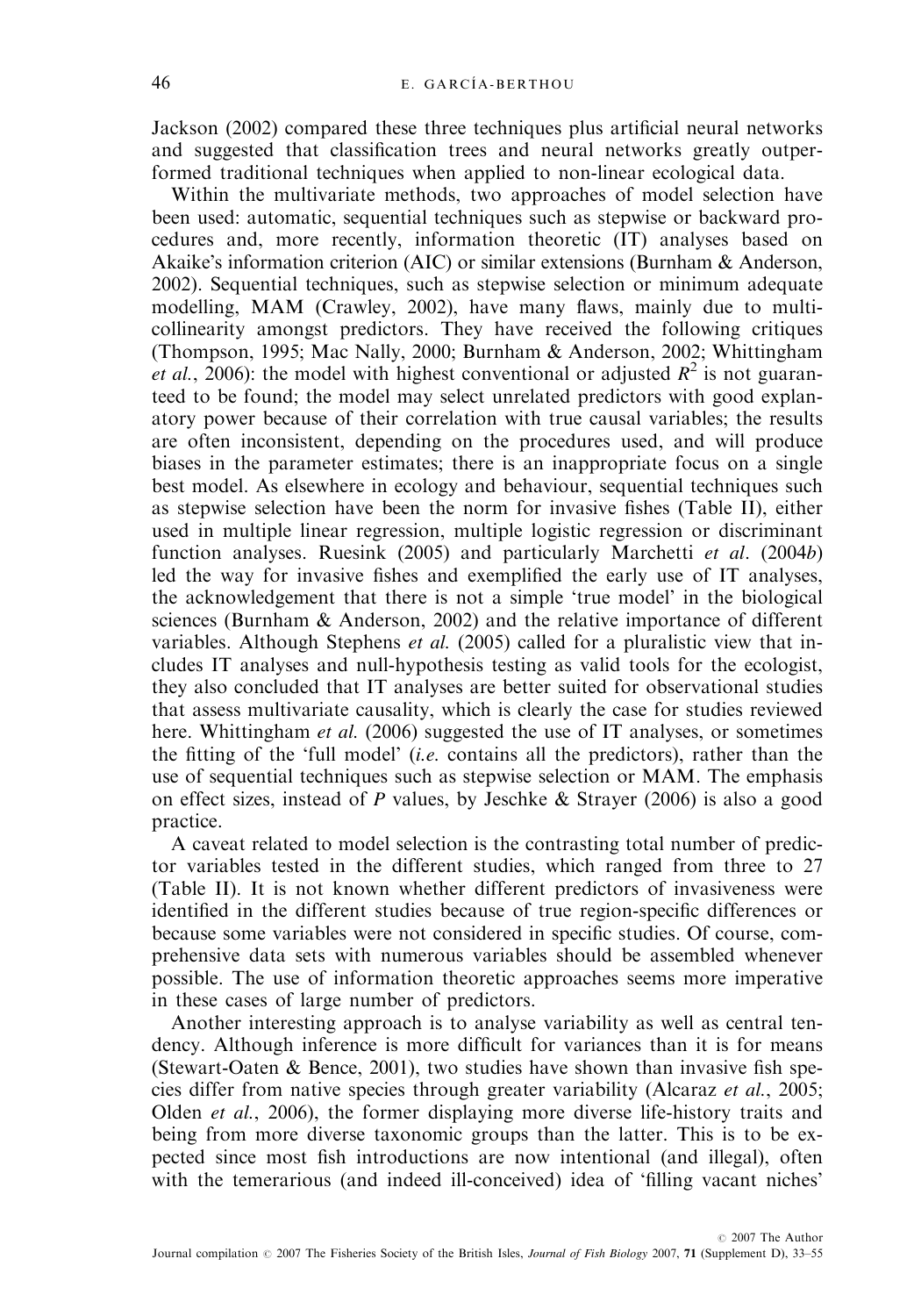Jackson (2002) compared these three techniques plus artificial neural networks and suggested that classification trees and neural networks greatly outperformed traditional techniques when applied to non-linear ecological data.

Within the multivariate methods, two approaches of model selection have been used: automatic, sequential techniques such as stepwise or backward procedures and, more recently, information theoretic (IT) analyses based on Akaike's information criterion (AIC) or similar extensions (Burnham & Anderson, 2002). Sequential techniques, such as stepwise selection or minimum adequate modelling, MAM (Crawley, 2002), have many flaws, mainly due to multicollinearity amongst predictors. They have received the following critiques (Thompson, 1995; Mac Nally, 2000; Burnham & Anderson, 2002; Whittingham *et al.*, 2006): the model with highest conventional or adjusted $R^2$ is not guaranteed to be found; the model may select unrelated predictors with good explanatory power because of their correlation with true causal variables; the results are often inconsistent, depending on the procedures used, and will produce biases in the parameter estimates; there is an inappropriate focus on a single best model. As elsewhere in ecology and behaviour, sequential techniques such as stepwise selection have been the norm for invasive fishes (Table II), either used in multiple linear regression, multiple logistic regression or discriminant function analyses. Ruesink (2005) and particularly Marchetti *et al*. (2004*b*) led the way for invasive fishes and exemplified the early use of IT analyses, the acknowledgement that there is not a simple 'true model' in the biological sciences (Burnham & Anderson, 2002) and the relative importance of different variables. Although Stephens *et al.* (2005) called for a pluralistic view that includes IT analyses and null-hypothesis testing as valid tools for the ecologist, they also concluded that IT analyses are better suited for observational studies that assess multivariate causality, which is clearly the case for studies reviewed here. Whittingham *et al.* (2006) suggested the use of IT analyses, or sometimes the fitting of the 'full model' (*i.e.* contains all the predictors), rather than the use of sequential techniques such as stepwise selection or MAM. The emphasis on effect sizes, instead of $P$ values, by Jeschke & Strayer (2006) is also a good practice.

A caveat related to model selection is the contrasting total number of predictor variables tested in the different studies, which ranged from three to 27 (Table II). It is not known whether different predictors of invasiveness were identified in the different studies because of true region-specific differences or because some variables were not considered in specific studies. Of course, comprehensive data sets with numerous variables should be assembled whenever possible. The use of information theoretic approaches seems more imperative in these cases of large number of predictors.

Another interesting approach is to analyse variability as well as central tendency. Although inference is more difficult for variances than it is for means (Stewart-Oaten & Bence, 2001), two studies have shown than invasive fish species differ from native species through greater variability (Alcaraz *et al.*, 2005; Olden *et al.*, 2006), the former displaying more diverse life-history traits and being from more diverse taxonomic groups than the latter. This is to be expected since most fish introductions are now intentional (and illegal), often with the temerarious (and indeed ill-conceived) idea of 'filling vacant niches'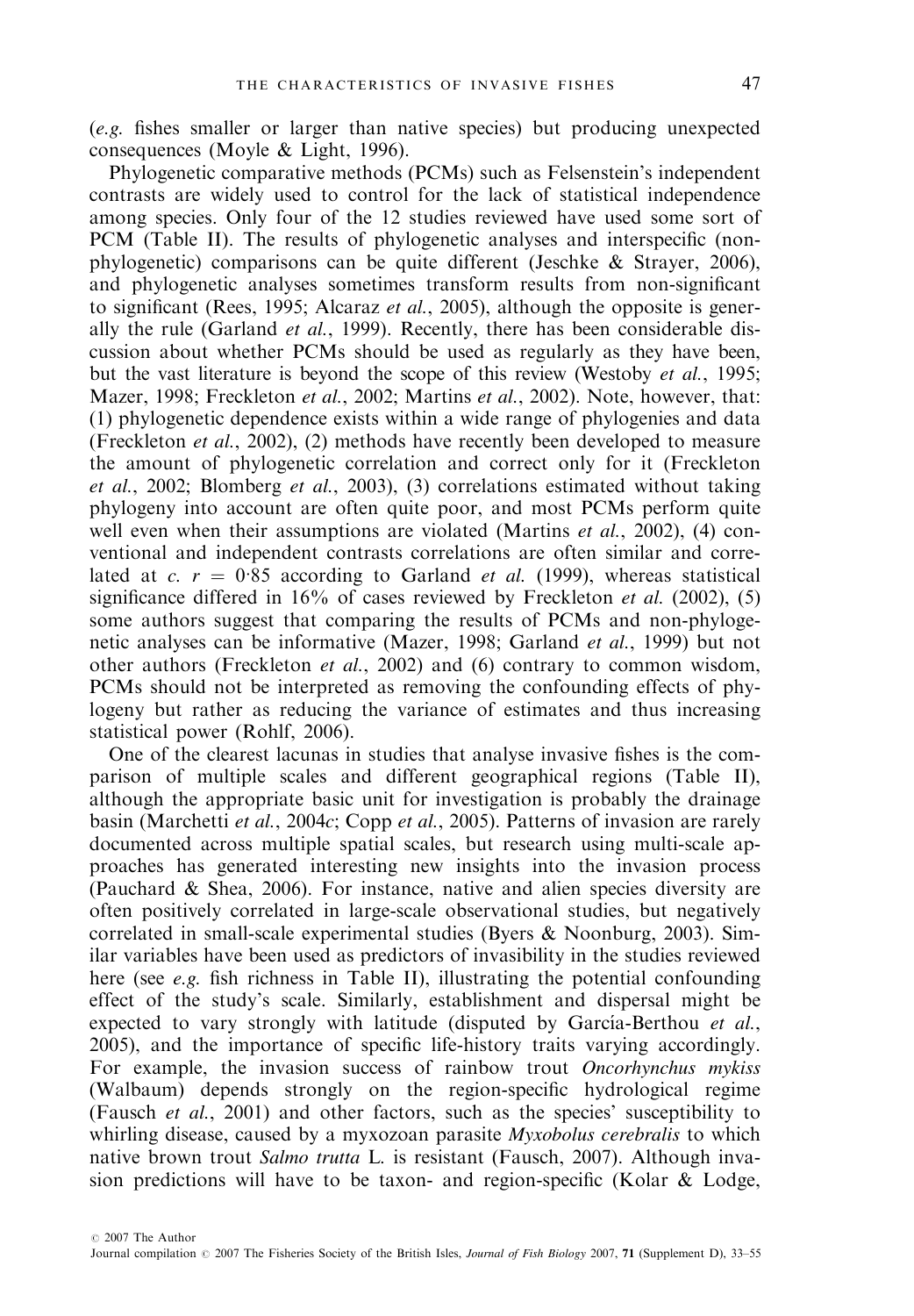(*e.g.* fishes smaller or larger than native species) but producing unexpected consequences (Moyle & Light, 1996).

Phylogenetic comparative methods (PCMs) such as Felsenstein's independent contrasts are widely used to control for the lack of statistical independence among species. Only four of the 12 studies reviewed have used some sort of PCM (Table II). The results of phylogenetic analyses and interspecific (non-phylogenetic) comparisons can be quite different (Jeschke & Strayer, 2006), and phylogenetic analyses sometimes transform results from non-significant to significant (Rees, 1995; Alcaraz *et al.*, 2005), although the opposite is generally the rule (Garland *et al.*, 1999). Recently, there has been considerable discussion about whether PCMs should be used as regularly as they have been, but the vast literature is beyond the scope of this review (Westoby *et al.*, 1995; Mazer, 1998; Freckleton *et al.*, 2002; Martins *et al.*, 2002). Note, however, that: (1) phylogenetic dependence exists within a wide range of phylogenies and data (Freckleton *et al.*, 2002), (2) methods have recently been developed to measure the amount of phylogenetic correlation and correct only for it (Freckleton *et al.*, 2002; Blomberg *et al.*, 2003), (3) correlations estimated without taking phylogeny into account are often quite poor, and most PCMs perform quite well even when their assumptions are violated (Martins *et al.*, 2002), (4) conventional and independent contrasts correlations are often similar and correlated at *c.* $r = 0.85$ according to Garland *et al.* (1999), whereas statistical significance differed in 16% of cases reviewed by Freckleton *et al.* (2002), (5) some authors suggest that comparing the results of PCMs and non-phylogenetic analyses can be informative (Mazer, 1998; Garland *et al.*, 1999) but not other authors (Freckleton *et al.*, 2002) and (6) contrary to common wisdom, PCMs should not be interpreted as removing the confounding effects of phylogeny but rather as reducing the variance of estimates and thus increasing statistical power (Rohlf, 2006).

One of the clearest lacunas in studies that analyse invasive fishes is the comparison of multiple scales and different geographical regions (Table II), although the appropriate basic unit for investigation is probably the drainage basin (Marchetti *et al.*, 2004*c*; Copp *et al.*, 2005). Patterns of invasion are rarely documented across multiple spatial scales, but research using multi-scale approaches has generated interesting new insights into the invasion process (Pauchard & Shea, 2006). For instance, native and alien species diversity are often positively correlated in large-scale observational studies, but negatively correlated in small-scale experimental studies (Byers & Noonburg, 2003). Similar variables have been used as predictors of invasibility in the studies reviewed here (see *e.g.* fish richness in Table II), illustrating the potential confounding effect of the study's scale. Similarly, establishment and dispersal might be expected to vary strongly with latitude (disputed by García-Berthou *et al.*, 2005), and the importance of specific life-history traits varying accordingly. For example, the invasion success of rainbow trout *Oncorhynchus mykiss* (Walbaum) depends strongly on the region-specific hydrological regime (Fausch *et al.*, 2001) and other factors, such as the species' susceptibility to whirling disease, caused by a myxozoan parasite *Myxobolus cerebralis* to which native brown trout *Salmo trutta* L. is resistant (Fausch, 2007). Although invasion predictions will have to be taxon- and region-specific (Kolar & Lodge,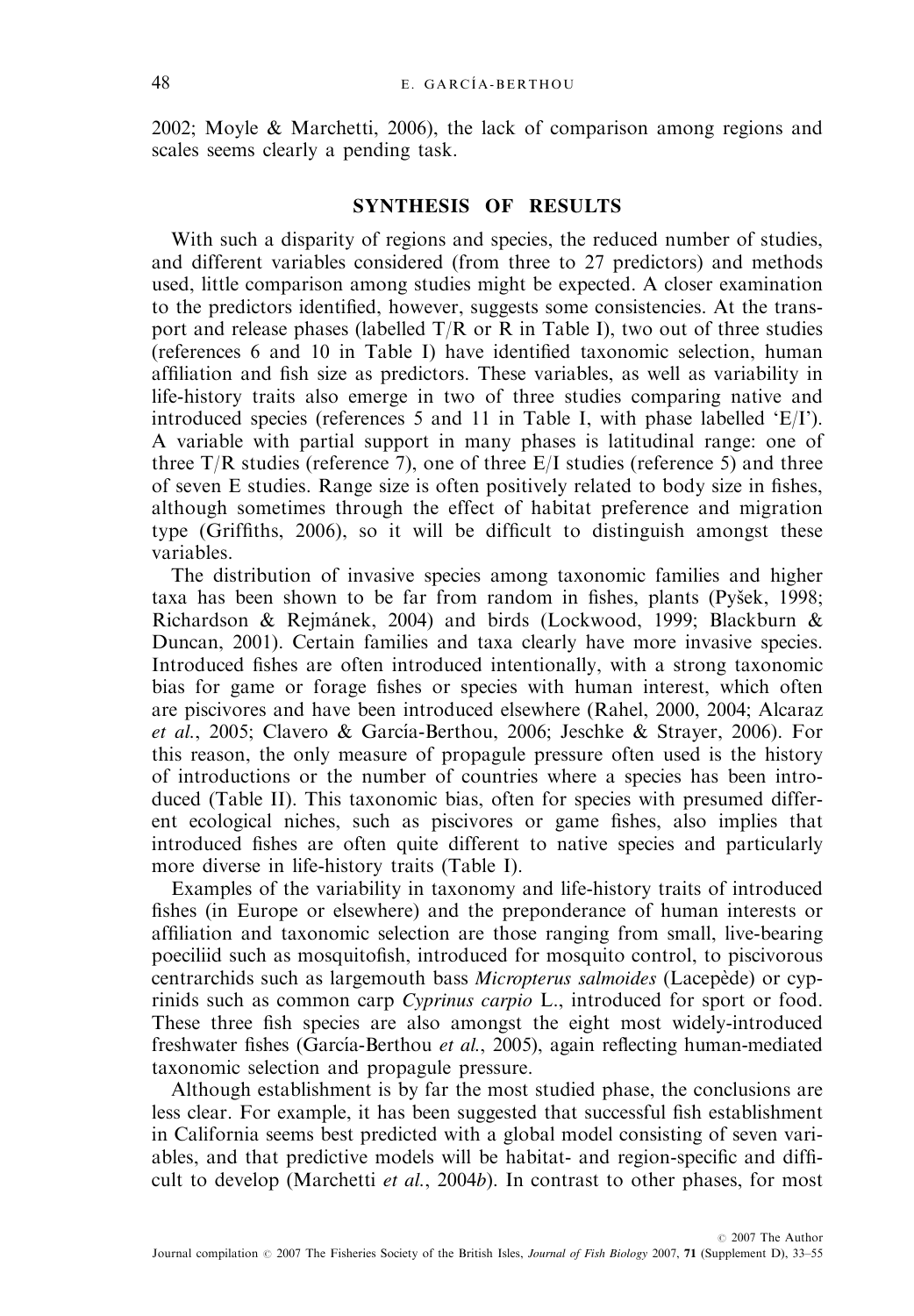2002; Moyle & Marchetti, 2006), the lack of comparison among regions and scales seems clearly a pending task.

## SYNTHESIS OF RESULTS

With such a disparity of regions and species, the reduced number of studies, and different variables considered (from three to 27 predictors) and methods used, little comparison among studies might be expected. A closer examination to the predictors identified, however, suggests some consistencies. At the transport and release phases (labelled T/R or R in Table I), two out of three studies (references 6 and 10 in Table I) have identified taxonomic selection, human affiliation and fish size as predictors. These variables, as well as variability in life-history traits also emerge in two of three studies comparing native and introduced species (references 5 and 11 in Table I, with phase labelled 'E/I'). A variable with partial support in many phases is latitudinal range: one of three T/R studies (reference 7), one of three E/I studies (reference 5) and three of seven E studies. Range size is often positively related to body size in fishes, although sometimes through the effect of habitat preference and migration type (Griffiths, 2006), so it will be difficult to distinguish amongst these variables.

The distribution of invasive species among taxonomic families and higher taxa has been shown to be far from random in fishes, plants (Pyšek, 1998; Richardson & Rejmánek, 2004) and birds (Lockwood, 1999; Blackburn & Duncan, 2001). Certain families and taxa clearly have more invasive species. Introduced fishes are often introduced intentionally, with a strong taxonomic bias for game or forage fishes or species with human interest, which often are piscivores and have been introduced elsewhere (Rahel, 2000, 2004; Alcaraz *et al.*, 2005; Clavero & García-Berthou, 2006; Jeschke & Strayer, 2006). For this reason, the only measure of propagule pressure often used is the history of introductions or the number of countries where a species has been introduced (Table II). This taxonomic bias, often for species with presumed different ecological niches, such as piscivores or game fishes, also implies that introduced fishes are often quite different to native species and particularly more diverse in life-history traits (Table I).

Examples of the variability in taxonomy and life-history traits of introduced fishes (in Europe or elsewhere) and the preponderance of human interests or affiliation and taxonomic selection are those ranging from small, live-bearing poeciliid such as mosquitofish, introduced for mosquito control, to piscivorous centrarchids such as largemouth bass *Micropterus salmoides* (Lacepède) or cyprinids such as common carp *Cyprinus carpio* L., introduced for sport or food. These three fish species are also amongst the eight most widely-introduced freshwater fishes (García-Berthou *et al.*, 2005), again reflecting human-mediated taxonomic selection and propagule pressure.

Although establishment is by far the most studied phase, the conclusions are less clear. For example, it has been suggested that successful fish establishment in California seems best predicted with a global model consisting of seven variables, and that predictive models will be habitat- and region-specific and difficult to develop (Marchetti *et al.*, 2004*b*). In contrast to other phases, for most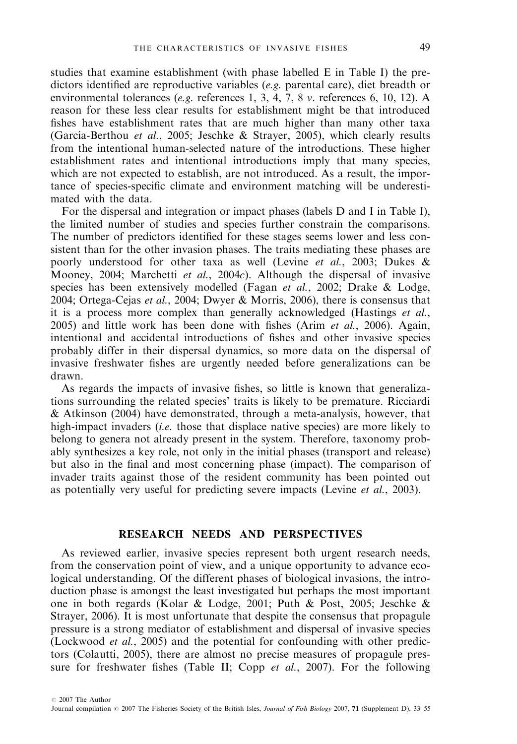studies that examine establishment (with phase labelled E in Table I) the predictors identified are reproductive variables (*e.g.* parental care), diet breadth or environmental tolerances (*e.g.* references 1, 3, 4, 7, 8 *v.* references 6, 10, 12). A reason for these less clear results for establishment might be that introduced fishes have establishment rates that are much higher than many other taxa (García-Berthou *et al.*, 2005; Jeschke & Strayer, 2005), which clearly results from the intentional human-selected nature of the introductions. These higher establishment rates and intentional introductions imply that many species, which are not expected to establish, are not introduced. As a result, the importance of species-specific climate and environment matching will be underestimated with the data.

For the dispersal and integration or impact phases (labels D and I in Table I), the limited number of studies and species further constrain the comparisons. The number of predictors identified for these stages seems lower and less consistent than for the other invasion phases. The traits mediating these phases are poorly understood for other taxa as well (Levine *et al.*, 2003; Dukes & Mooney, 2004; Marchetti *et al.*, 2004*c*). Although the dispersal of invasive species has been extensively modelled (Fagan *et al.*, 2002; Drake & Lodge, 2004; Ortega-Cejas *et al.*, 2004; Dwyer & Morris, 2006), there is consensus that it is a process more complex than generally acknowledged (Hastings *et al.*, 2005) and little work has been done with fishes (Arim *et al.*, 2006). Again, intentional and accidental introductions of fishes and other invasive species probably differ in their dispersal dynamics, so more data on the dispersal of invasive freshwater fishes are urgently needed before generalizations can be drawn.

As regards the impacts of invasive fishes, so little is known that generalizations surrounding the related species' traits is likely to be premature. Ricciardi & Atkinson (2004) have demonstrated, through a meta-analysis, however, that high-impact invaders (*i.e.* those that displace native species) are more likely to belong to genera not already present in the system. Therefore, taxonomy probably synthesizes a key role, not only in the initial phases (transport and release) but also in the final and most concerning phase (impact). The comparison of invader traits against those of the resident community has been pointed out as potentially very useful for predicting severe impacts (Levine *et al.*, 2003).

## RESEARCH NEEDS AND PERSPECTIVES

As reviewed earlier, invasive species represent both urgent research needs, from the conservation point of view, and a unique opportunity to advance ecological understanding. Of the different phases of biological invasions, the introduction phase is amongst the least investigated but perhaps the most important one in both regards (Kolar & Lodge, 2001; Puth & Post, 2005; Jeschke & Strayer, 2006). It is most unfortunate that despite the consensus that propagule pressure is a strong mediator of establishment and dispersal of invasive species (Lockwood *et al.*, 2005) and the potential for confounding with other predictors (Colautti, 2005), there are almost no precise measures of propagule pressure for freshwater fishes (Table II; Copp *et al.*, 2007). For the following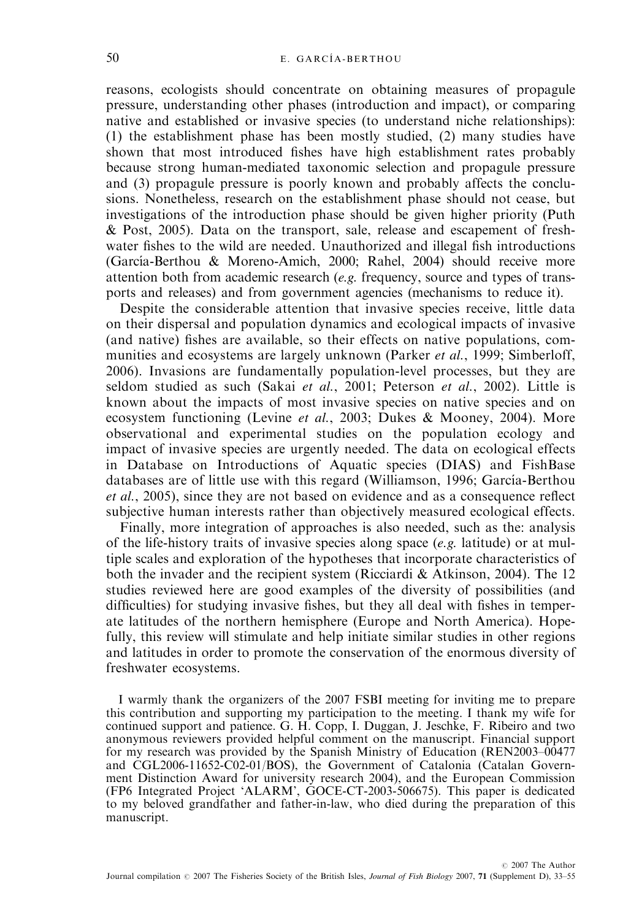reasons, ecologists should concentrate on obtaining measures of propagule pressure, understanding other phases (introduction and impact), or comparing native and established or invasive species (to understand niche relationships): (1) the establishment phase has been mostly studied, (2) many studies have shown that most introduced fishes have high establishment rates probably because strong human-mediated taxonomic selection and propagule pressure and (3) propagule pressure is poorly known and probably affects the conclusions. Nonetheless, research on the establishment phase should not cease, but investigations of the introduction phase should be given higher priority (Puth & Post, 2005). Data on the transport, sale, release and escapement of freshwater fishes to the wild are needed. Unauthorized and illegal fish introductions (García-Berthou & Moreno-Amich, 2000; Rahel, 2004) should receive more attention both from academic research (*e.g.* frequency, source and types of transports and releases) and from government agencies (mechanisms to reduce it).

Despite the considerable attention that invasive species receive, little data on their dispersal and population dynamics and ecological impacts of invasive (and native) fishes are available, so their effects on native populations, communities and ecosystems are largely unknown (Parker *et al.*, 1999; Simberloff, 2006). Invasions are fundamentally population-level processes, but they are seldom studied as such (Sakai *et al.*, 2001; Peterson *et al.*, 2002). Little is known about the impacts of most invasive species on native species and on ecosystem functioning (Levine *et al.*, 2003; Dukes & Mooney, 2004). More observational and experimental studies on the population ecology and impact of invasive species are urgently needed. The data on ecological effects in Database on Introductions of Aquatic species (DIAS) and FishBase databases are of little use with this regard (Williamson, 1996; García-Berthou *et al.*, 2005), since they are not based on evidence and as a consequence reflect subjective human interests rather than objectively measured ecological effects.

Finally, more integration of approaches is also needed, such as the: analysis of the life-history traits of invasive species along space (*e.g.* latitude) or at multiple scales and exploration of the hypotheses that incorporate characteristics of both the invader and the recipient system (Ricciardi & Atkinson, 2004). The 12 studies reviewed here are good examples of the diversity of possibilities (and difficulties) for studying invasive fishes, but they all deal with fishes in temperate latitudes of the northern hemisphere (Europe and North America). Hopefully, this review will stimulate and help initiate similar studies in other regions and latitudes in order to promote the conservation of the enormous diversity of freshwater ecosystems.

I warmly thank the organizers of the 2007 FSBI meeting for inviting me to prepare this contribution and supporting my participation to the meeting. I thank my wife for continued support and patience. G. H. Copp, I. Duggan, J. Jeschke, F. Ribeiro and two anonymous reviewers provided helpful comment on the manuscript. Financial support for my research was provided by the Spanish Ministry of Education (REN2003–00477 and CGL2006-11652-C02-01/BOS), the Government of Catalonia (Catalan Government Distinction Award for university research 2004), and the European Commission (FP6 Integrated Project 'ALARM', GOCE-CT-2003-506675). This paper is dedicated to my beloved grandfather and father-in-law, who died during the preparation of this manuscript.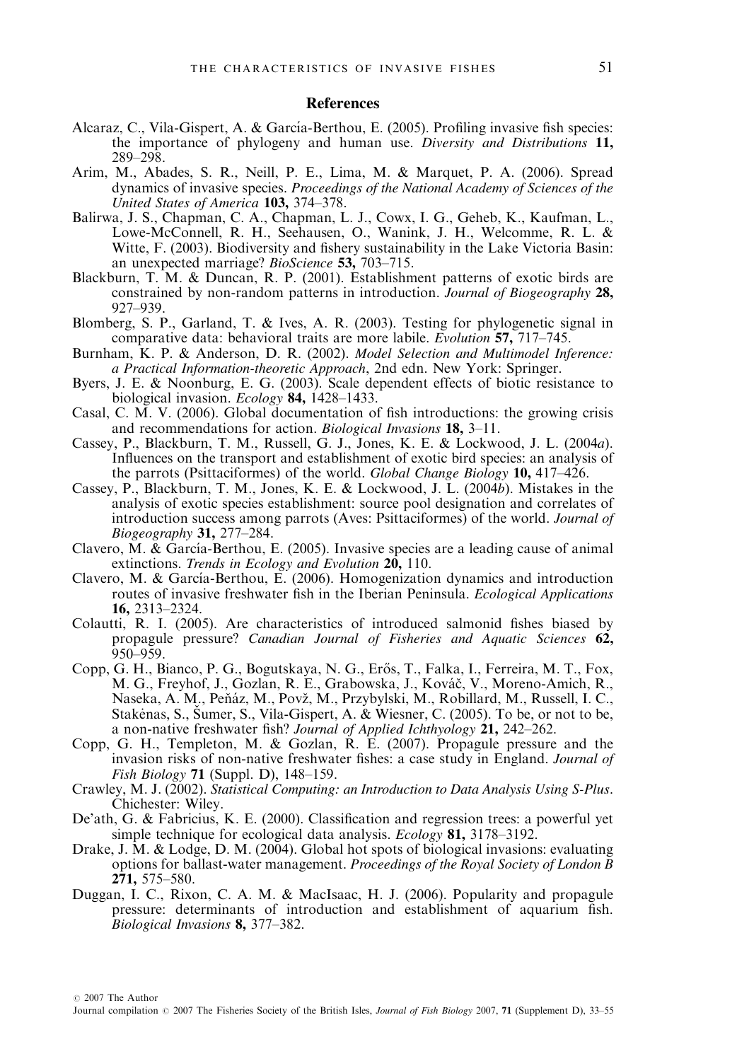## References

Alcaraz, C., Vila-Gispert, A. & García-Berthou, E. (2005). Profiling invasive fish species: the importance of phylogeny and human use. *Diversity and Distributions* **11,** 289–298.

Arim, M., Abades, S. R., Neill, P. E., Lima, M. & Marquet, P. A. (2006). Spread dynamics of invasive species. *Proceedings of the National Academy of Sciences of the United States of America* **103,** 374–378.

Balirwa, J. S., Chapman, C. A., Chapman, L. J., Cowx, I. G., Geheb, K., Kaufman, L., Lowe-McConnell, R. H., Seehausen, O., Wanink, J. H., Welcomme, R. L. & Witte, F. (2003). Biodiversity and fishery sustainability in the Lake Victoria Basin: an unexpected marriage? *BioScience* **53,** 703–715.

Blackburn, T. M. & Duncan, R. P. (2001). Establishment patterns of exotic birds are constrained by non-random patterns in introduction. *Journal of Biogeography* **28,** 927–939.

Blomberg, S. P., Garland, T. & Ives, A. R. (2003). Testing for phylogenetic signal in comparative data: behavioral traits are more labile. *Evolution* **57,** 717–745.

Burnham, K. P. & Anderson, D. R. (2002). *Model Selection and Multimodel Inference: a Practical Information-theoretic Approach*, 2nd edn. New York: Springer.

Byers, J. E. & Noonburg, E. G. (2003). Scale dependent effects of biotic resistance to biological invasion. *Ecology* **84,** 1428–1433.

Casal, C. M. V. (2006). Global documentation of fish introductions: the growing crisis and recommendations for action. *Biological Invasions* **18,** 3–11.

Cassey, P., Blackburn, T. M., Russell, G. J., Jones, K. E. & Lockwood, J. L. (2004*a*). Influences on the transport and establishment of exotic bird species: an analysis of the parrots (Psittaciformes) of the world. *Global Change Biology* **10,** 417–426.

Cassey, P., Blackburn, T. M., Jones, K. E. & Lockwood, J. L. (2004*b*). Mistakes in the analysis of exotic species establishment: source pool designation and correlates of introduction success among parrots (Aves: Psittaciformes) of the world. *Journal of Biogeography* **31,** 277–284.

Clavero, M. & García-Berthou, E. (2005). Invasive species are a leading cause of animal extinctions. *Trends in Ecology and Evolution* **20,** 110.

Clavero, M. & García-Berthou, E. (2006). Homogenization dynamics and introduction routes of invasive freshwater fish in the Iberian Peninsula. *Ecological Applications* **16,** 2313–2324.

Colautti, R. I. (2005). Are characteristics of introduced salmonid fishes biased by propagule pressure? *Canadian Journal of Fisheries and Aquatic Sciences* **62,** 950–959.

Copp, G. H., Bianco, P. G., Bogutskaya, N. G., Erős, T., Falka, I., Ferreira, M. T., Fox, M. G., Freyhof, J., Gozlan, R. E., Grabowska, J., Kováč, V., Moreno-Amich, R., Naseka, A. M., Peňáz, M., Povž, M., Przybylski, M., Robillard, M., Russell, I. C., Stakėnas, S., Šumer, S., Vila-Gispert, A. & Wiesner, C. (2005). To be, or not to be, a non-native freshwater fish? *Journal of Applied Ichthyology* **21,** 242–262.

Copp, G. H., Templeton, M. & Gozlan, R. E. (2007). Propagule pressure and the invasion risks of non-native freshwater fishes: a case study in England. *Journal of Fish Biology* **71** (Suppl. D), 148–159.

Crawley, M. J. (2002). *Statistical Computing: an Introduction to Data Analysis Using S-Plus*. Chichester: Wiley.

De'ath, G. & Fabricius, K. E. (2000). Classification and regression trees: a powerful yet simple technique for ecological data analysis. *Ecology* **81,** 3178–3192.

Drake, J. M. & Lodge, D. M. (2004). Global hot spots of biological invasions: evaluating options for ballast-water management. *Proceedings of the Royal Society of London B* **271,** 575–580.

Duggan, I. C., Rixon, C. A. M. & MacIsaac, H. J. (2006). Popularity and propagule pressure: determinants of introduction and establishment of aquarium fish. *Biological Invasions* **8,** 377–382.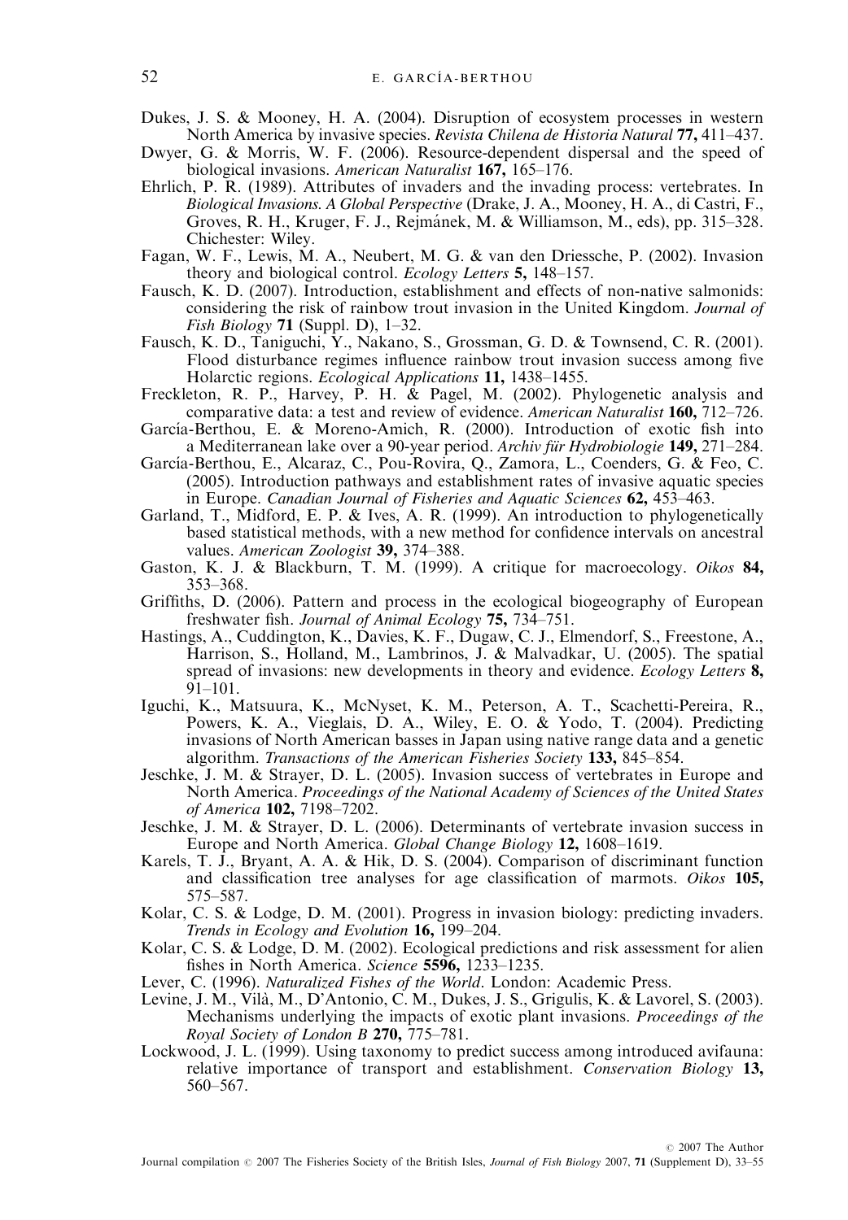Dukes, J. S. & Mooney, H. A. (2004). Disruption of ecosystem processes in western North America by invasive species. *Revista Chilena de Historia Natural* **77,** 411–437.

Dwyer, G. & Morris, W. F. (2006). Resource-dependent dispersal and the speed of biological invasions. *American Naturalist* **167,** 165–176.

Ehrlich, P. R. (1989). Attributes of invaders and the invading process: vertebrates. In *Biological Invasions. A Global Perspective* (Drake, J. A., Mooney, H. A., di Castri, F., Groves, R. H., Kruger, F. J., Rejmánek, M. & Williamson, M., eds), pp. 315–328. Chichester: Wiley.

Fagan, W. F., Lewis, M. A., Neubert, M. G. & van den Driessche, P. (2002). Invasion theory and biological control. *Ecology Letters* **5,** 148–157.

Fausch, K. D. (2007). Introduction, establishment and effects of non-native salmonids: considering the risk of rainbow trout invasion in the United Kingdom. *Journal of Fish Biology* **71** (Suppl. D), 1–32.

Fausch, K. D., Taniguchi, Y., Nakano, S., Grossman, G. D. & Townsend, C. R. (2001). Flood disturbance regimes influence rainbow trout invasion success among five Holarctic regions. *Ecological Applications* **11,** 1438–1455.

Freckleton, R. P., Harvey, P. H. & Pagel, M. (2002). Phylogenetic analysis and comparative data: a test and review of evidence. *American Naturalist* **160,** 712–726.

García-Berthou, E. & Moreno-Amich, R. (2000). Introduction of exotic fish into a Mediterranean lake over a 90-year period. *Archiv für Hydrobiologie* **149,** 271–284.

García-Berthou, E., Alcaraz, C., Pou-Rovira, Q., Zamora, L., Coenders, G. & Feo, C. (2005). Introduction pathways and establishment rates of invasive aquatic species in Europe. *Canadian Journal of Fisheries and Aquatic Sciences* **62,** 453–463.

Garland, T., Midford, E. P. & Ives, A. R. (1999). An introduction to phylogenetically based statistical methods, with a new method for confidence intervals on ancestral values. *American Zoologist* **39,** 374–388.

Gaston, K. J. & Blackburn, T. M. (1999). A critique for macroecology. *Oikos* **84,** 353–368.

Griffiths, D. (2006). Pattern and process in the ecological biogeography of European freshwater fish. *Journal of Animal Ecology* **75,** 734–751.

Hastings, A., Cuddington, K., Davies, K. F., Dugaw, C. J., Elmendorf, S., Freestone, A., Harrison, S., Holland, M., Lambrinos, J. & Malvadkar, U. (2005). The spatial spread of invasions: new developments in theory and evidence. *Ecology Letters* **8,** 91–101.

Iguchi, K., Matsuura, K., McNyset, K. M., Peterson, A. T., Scachetti-Pereira, R., Powers, K. A., Vieglais, D. A., Wiley, E. O. & Yodo, T. (2004). Predicting invasions of North American basses in Japan using native range data and a genetic algorithm. *Transactions of the American Fisheries Society* **133,** 845–854.

Jeschke, J. M. & Strayer, D. L. (2005). Invasion success of vertebrates in Europe and North America. *Proceedings of the National Academy of Sciences of the United States of America* **102,** 7198–7202.

Jeschke, J. M. & Strayer, D. L. (2006). Determinants of vertebrate invasion success in Europe and North America. *Global Change Biology* **12,** 1608–1619.

Karels, T. J., Bryant, A. A. & Hik, D. S. (2004). Comparison of discriminant function and classification tree analyses for age classification of marmots. *Oikos* **105,** 575–587.

Kolar, C. S. & Lodge, D. M. (2001). Progress in invasion biology: predicting invaders. *Trends in Ecology and Evolution* **16,** 199–204.

Kolar, C. S. & Lodge, D. M. (2002). Ecological predictions and risk assessment for alien fishes in North America. *Science* **5596,** 1233–1235.

Lever, C. (1996). *Naturalized Fishes of the World*. London: Academic Press.

Levine, J. M., Vilà, M., D'Antonio, C. M., Dukes, J. S., Grigulis, K. & Lavorel, S. (2003). Mechanisms underlying the impacts of exotic plant invasions. *Proceedings of the Royal Society of London B* **270,** 775–781.

Lockwood, J. L. (1999). Using taxonomy to predict success among introduced avifauna: relative importance of transport and establishment. *Conservation Biology* **13,** 560–567.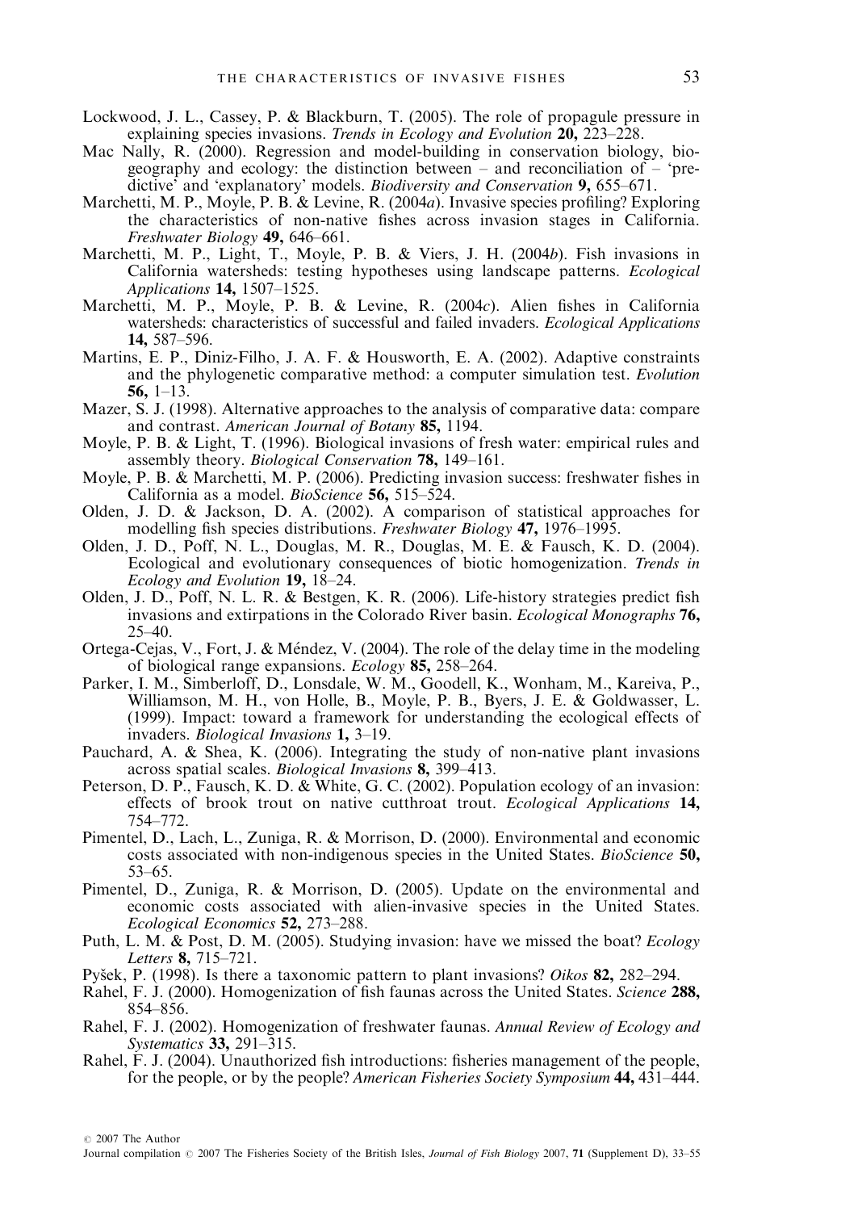Lockwood, J. L., Cassey, P. & Blackburn, T. (2005). The role of propagule pressure in explaining species invasions. *Trends in Ecology and Evolution* **20,** 223–228.

Mac Nally, R. (2000). Regression and model-building in conservation biology, biogeography and ecology: the distinction between – and reconciliation of – 'predictive' and 'explanatory' models. *Biodiversity and Conservation* **9,** 655–671.

Marchetti, M. P., Moyle, P. B. & Levine, R. (2004*a*). Invasive species profiling? Exploring the characteristics of non-native fishes across invasion stages in California. *Freshwater Biology* **49,** 646–661.

Marchetti, M. P., Light, T., Moyle, P. B. & Viers, J. H. (2004*b*). Fish invasions in California watersheds: testing hypotheses using landscape patterns. *Ecological Applications* **14,** 1507–1525.

Marchetti, M. P., Moyle, P. B. & Levine, R. (2004*c*). Alien fishes in California watersheds: characteristics of successful and failed invaders. *Ecological Applications* **14,** 587–596.

Martins, E. P., Diniz-Filho, J. A. F. & Housworth, E. A. (2002). Adaptive constraints and the phylogenetic comparative method: a computer simulation test. *Evolution* **56,** 1–13.

Mazer, S. J. (1998). Alternative approaches to the analysis of comparative data: compare and contrast. *American Journal of Botany* **85,** 1194.

Moyle, P. B. & Light, T. (1996). Biological invasions of fresh water: empirical rules and assembly theory. *Biological Conservation* **78,** 149–161.

Moyle, P. B. & Marchetti, M. P. (2006). Predicting invasion success: freshwater fishes in California as a model. *BioScience* **56,** 515–524.

Olden, J. D. & Jackson, D. A. (2002). A comparison of statistical approaches for modelling fish species distributions. *Freshwater Biology* **47,** 1976–1995.

Olden, J. D., Poff, N. L., Douglas, M. R., Douglas, M. E. & Fausch, K. D. (2004). Ecological and evolutionary consequences of biotic homogenization. *Trends in Ecology and Evolution* **19,** 18–24.

Olden, J. D., Poff, N. L. R. & Bestgen, K. R. (2006). Life-history strategies predict fish invasions and extirpations in the Colorado River basin. *Ecological Monographs* **76,** 25–40.

Ortega-Cejas, V., Fort, J. & Méndez, V. (2004). The role of the delay time in the modeling of biological range expansions. *Ecology* **85,** 258–264.

Parker, I. M., Simberloff, D., Lonsdale, W. M., Goodell, K., Wonham, M., Kareiva, P., Williamson, M. H., von Holle, B., Moyle, P. B., Byers, J. E. & Goldwasser, L. (1999). Impact: toward a framework for understanding the ecological effects of invaders. *Biological Invasions* **1,** 3–19.

Pauchard, A. & Shea, K. (2006). Integrating the study of non-native plant invasions across spatial scales. *Biological Invasions* **8,** 399–413.

Peterson, D. P., Fausch, K. D. & White, G. C. (2002). Population ecology of an invasion: effects of brook trout on native cutthroat trout. *Ecological Applications* **14,** 754–772.

Pimentel, D., Lach, L., Zuniga, R. & Morrison, D. (2000). Environmental and economic costs associated with non-indigenous species in the United States. *BioScience* **50,** 53–65.

Pimentel, D., Zuniga, R. & Morrison, D. (2005). Update on the environmental and economic costs associated with alien-invasive species in the United States. *Ecological Economics* **52,** 273–288.

Puth, L. M. & Post, D. M. (2005). Studying invasion: have we missed the boat? *Ecology Letters* **8,** 715–721.

Pyšek, P. (1998). Is there a taxonomic pattern to plant invasions? *Oikos* **82,** 282–294.

Rahel, F. J. (2000). Homogenization of fish faunas across the United States. *Science* **288,** 854–856.

Rahel, F. J. (2002). Homogenization of freshwater faunas. *Annual Review of Ecology and Systematics* **33,** 291–315.

Rahel, F. J. (2004). Unauthorized fish introductions: fisheries management of the people, for the people, or by the people? *American Fisheries Society Symposium* **44,** 431–444.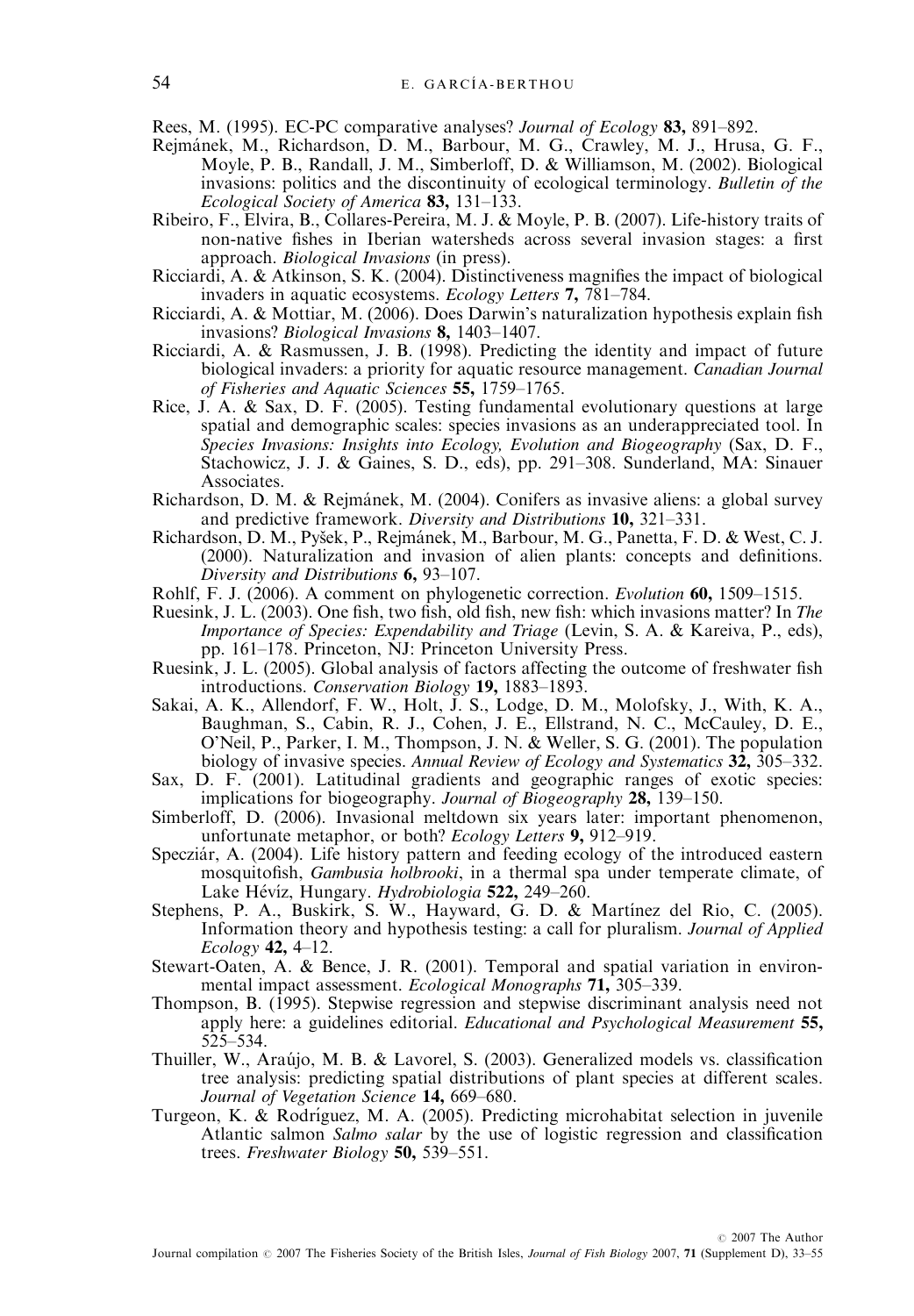Rees, M. (1995). EC-PC comparative analyses? *Journal of Ecology* **83,** 891–892.

Rejmánek, M., Richardson, D. M., Barbour, M. G., Crawley, M. J., Hrusa, G. F., Moyle, P. B., Randall, J. M., Simberloff, D. & Williamson, M. (2002). Biological invasions: politics and the discontinuity of ecological terminology. *Bulletin of the Ecological Society of America* **83,** 131–133.

Ribeiro, F., Elvira, B., Collares-Pereira, M. J. & Moyle, P. B. (2007). Life-history traits of non-native fishes in Iberian watersheds across several invasion stages: a first approach. *Biological Invasions* (in press).

Ricciardi, A. & Atkinson, S. K. (2004). Distinctiveness magnifies the impact of biological invaders in aquatic ecosystems. *Ecology Letters* **7,** 781–784.

Ricciardi, A. & Mottiar, M. (2006). Does Darwin's naturalization hypothesis explain fish invasions? *Biological Invasions* **8,** 1403–1407.

Ricciardi, A. & Rasmussen, J. B. (1998). Predicting the identity and impact of future biological invaders: a priority for aquatic resource management. *Canadian Journal of Fisheries and Aquatic Sciences* **55,** 1759–1765.

Rice, J. A. & Sax, D. F. (2005). Testing fundamental evolutionary questions at large spatial and demographic scales: species invasions as an underappreciated tool. In *Species Invasions: Insights into Ecology, Evolution and Biogeography* (Sax, D. F., Stachowicz, J. J. & Gaines, S. D., eds), pp. 291–308. Sunderland, MA: Sinauer Associates.

Richardson, D. M. & Rejmánek, M. (2004). Conifers as invasive aliens: a global survey and predictive framework. *Diversity and Distributions* **10,** 321–331.

Richardson, D. M., Pyšek, P., Rejmánek, M., Barbour, M. G., Panetta, F. D. & West, C. J. (2000). Naturalization and invasion of alien plants: concepts and definitions. *Diversity and Distributions* **6,** 93–107.

Rohlf, F. J. (2006). A comment on phylogenetic correction. *Evolution* **60,** 1509–1515.

Ruesink, J. L. (2003). One fish, two fish, old fish, new fish: which invasions matter? In *The Importance of Species: Expendability and Triage* (Levin, S. A. & Kareiva, P., eds), pp. 161–178. Princeton, NJ: Princeton University Press.

Ruesink, J. L. (2005). Global analysis of factors affecting the outcome of freshwater fish introductions. *Conservation Biology* **19,** 1883–1893.

Sakai, A. K., Allendorf, F. W., Holt, J. S., Lodge, D. M., Molofsky, J., With, K. A., Baughman, S., Cabin, R. J., Cohen, J. E., Ellstrand, N. C., McCauley, D. E., O'Neil, P., Parker, I. M., Thompson, J. N. & Weller, S. G. (2001). The population biology of invasive species. *Annual Review of Ecology and Systematics* **32,** 305–332.

Sax, D. F. (2001). Latitudinal gradients and geographic ranges of exotic species: implications for biogeography. *Journal of Biogeography* **28,** 139–150.

Simberloff, D. (2006). Invasional meltdown six years later: important phenomenon, unfortunate metaphor, or both? *Ecology Letters* **9,** 912–919.

Specziár, A. (2004). Life history pattern and feeding ecology of the introduced eastern mosquitofish, *Gambusia holbrooki*, in a thermal spa under temperate climate, of Lake Hévíz, Hungary. *Hydrobiologia* **522,** 249–260.

Stephens, P. A., Buskirk, S. W., Hayward, G. D. & Martínez del Rio, C. (2005). Information theory and hypothesis testing: a call for pluralism. *Journal of Applied Ecology* **42,** 4–12.

Stewart-Oaten, A. & Bence, J. R. (2001). Temporal and spatial variation in environmental impact assessment. *Ecological Monographs* **71,** 305–339.

Thompson, B. (1995). Stepwise regression and stepwise discriminant analysis need not apply here: a guidelines editorial. *Educational and Psychological Measurement* **55,** 525–534.

Thuiller, W., Araújo, M. B. & Lavorel, S. (2003). Generalized models vs. classification tree analysis: predicting spatial distributions of plant species at different scales. *Journal of Vegetation Science* **14,** 669–680.

Turgeon, K. & Rodríguez, M. A. (2005). Predicting microhabitat selection in juvenile Atlantic salmon *Salmo salar* by the use of logistic regression and classification trees. *Freshwater Biology* **50,** 539–551.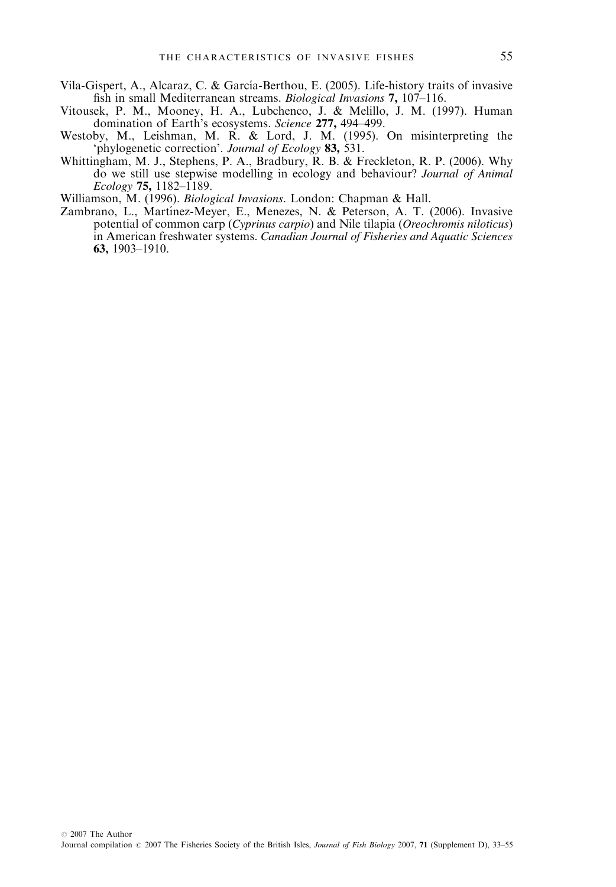Vila-Gispert, A., Alcaraz, C. & García-Berthou, E. (2005). Life-history traits of invasive fish in small Mediterranean streams. *Biological Invasions* **7,** 107–116.

Vitousek, P. M., Mooney, H. A., Lubchenco, J. & Melillo, J. M. (1997). Human domination of Earth's ecosystems. *Science* **277,** 494–499.

Westoby, M., Leishman, M. R. & Lord, J. M. (1995). On misinterpreting the 'phylogenetic correction'. *Journal of Ecology* **83,** 531.

Whittingham, M. J., Stephens, P. A., Bradbury, R. B. & Freckleton, R. P. (2006). Why do we still use stepwise modelling in ecology and behaviour? *Journal of Animal Ecology* **75,** 1182–1189.

Williamson, M. (1996). *Biological Invasions*. London: Chapman & Hall.

Zambrano, L., Martínez-Meyer, E., Menezes, N. & Peterson, A. T. (2006). Invasive potential of common carp (*Cyprinus carpio*) and Nile tilapia (*Oreochromis niloticus*) in American freshwater systems. *Canadian Journal of Fisheries and Aquatic Sciences* **63,** 1903–1910.